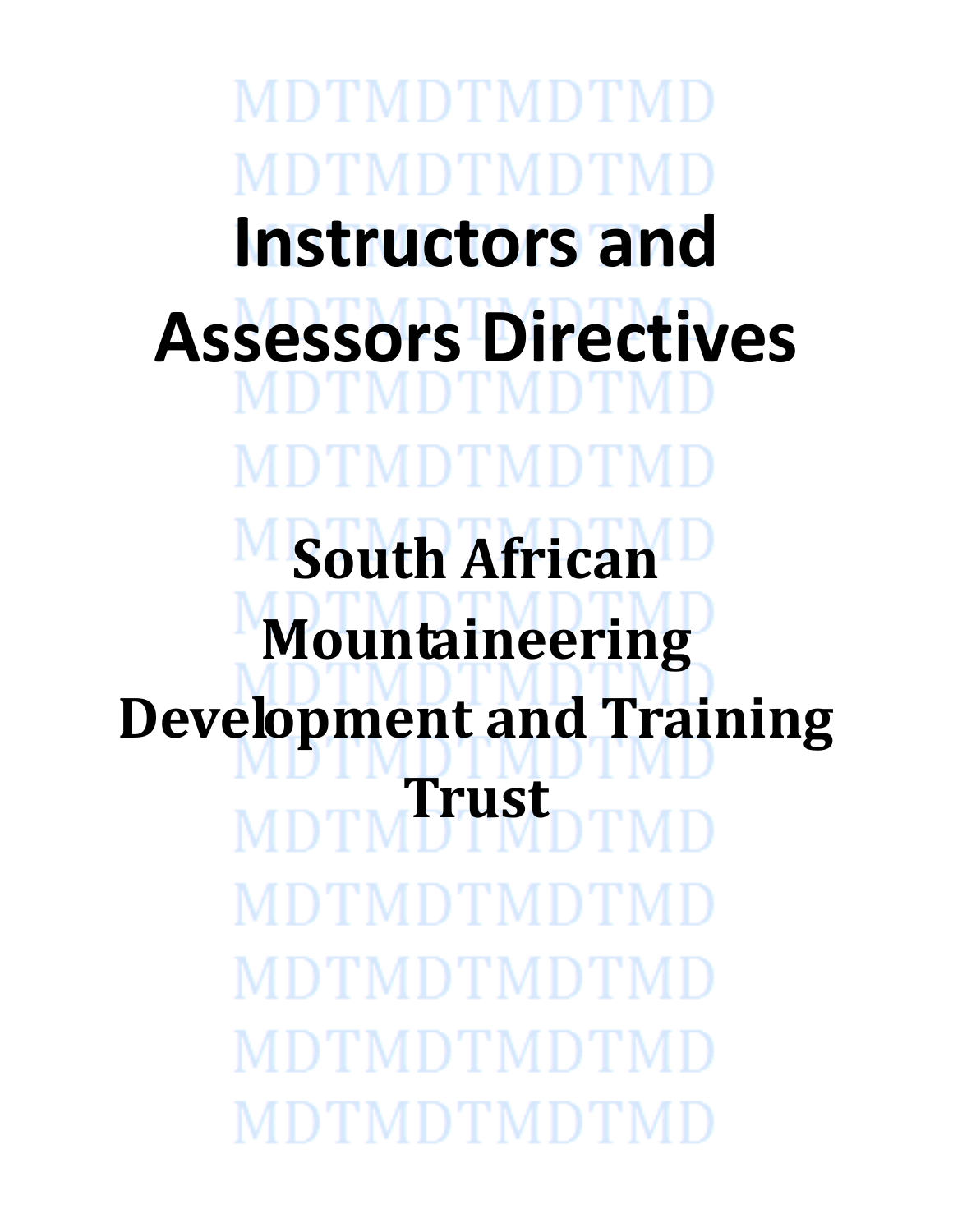# Instructors and Assessors Directives

## South African Mountaineering Development and Training Trust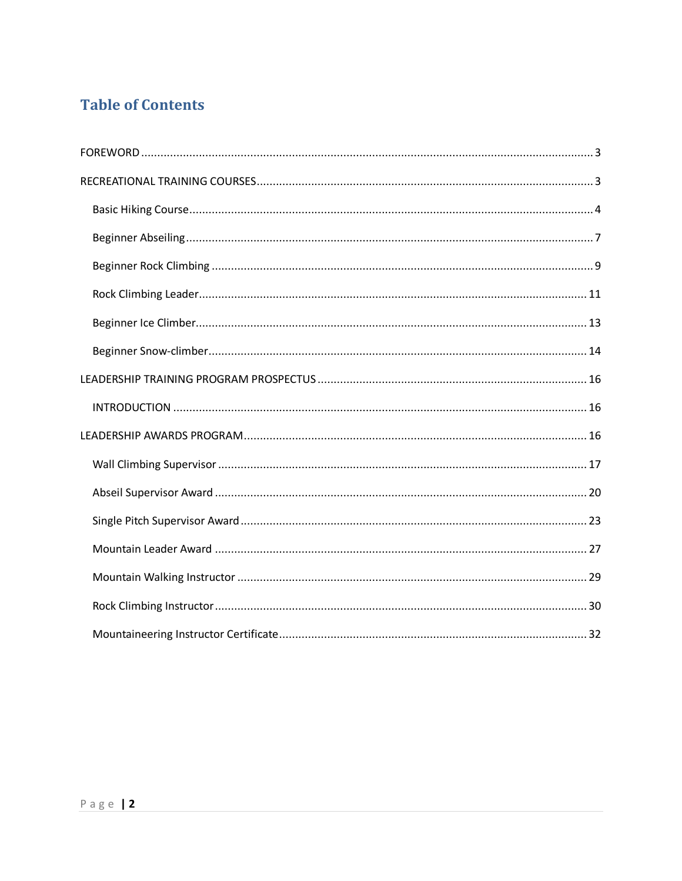# Table of Contents

FOREWORD ........................................................................................................................... 3

RECREATIONAL TRAINING COURSES ....................................................................................... 3

- Basic Hiking Course ............................................................................................................ 4
- Beginner Abseiling ............................................................................................................. 7
- Beginner Rock Climbing ...................................................................................................... 9
- Rock Climbing Leader ........................................................................................................ 11
- Beginner Ice Climber ......................................................................................................... 13
- Beginner Snow-climber ...................................................................................................... 14

LEADERSHIP TRAINING PROGRAM PROSPECTUS ................................................................... 16

- INTRODUCTION ............................................................................................................... 16

LEADERSHIP AWARDS PROGRAM ......................................................................................... 16

- Wall Climbing Supervisor .................................................................................................. 17
- Abseil Supervisor Award ................................................................................................... 20
- Single Pitch Supervisor Award ........................................................................................... 23
- Mountain Leader Award .................................................................................................... 27
- Mountain Walking Instructor ............................................................................................ 29
- Rock Climbing Instructor ................................................................................................... 30
- Mountaineering Instructor Certificate ............................................................................... 32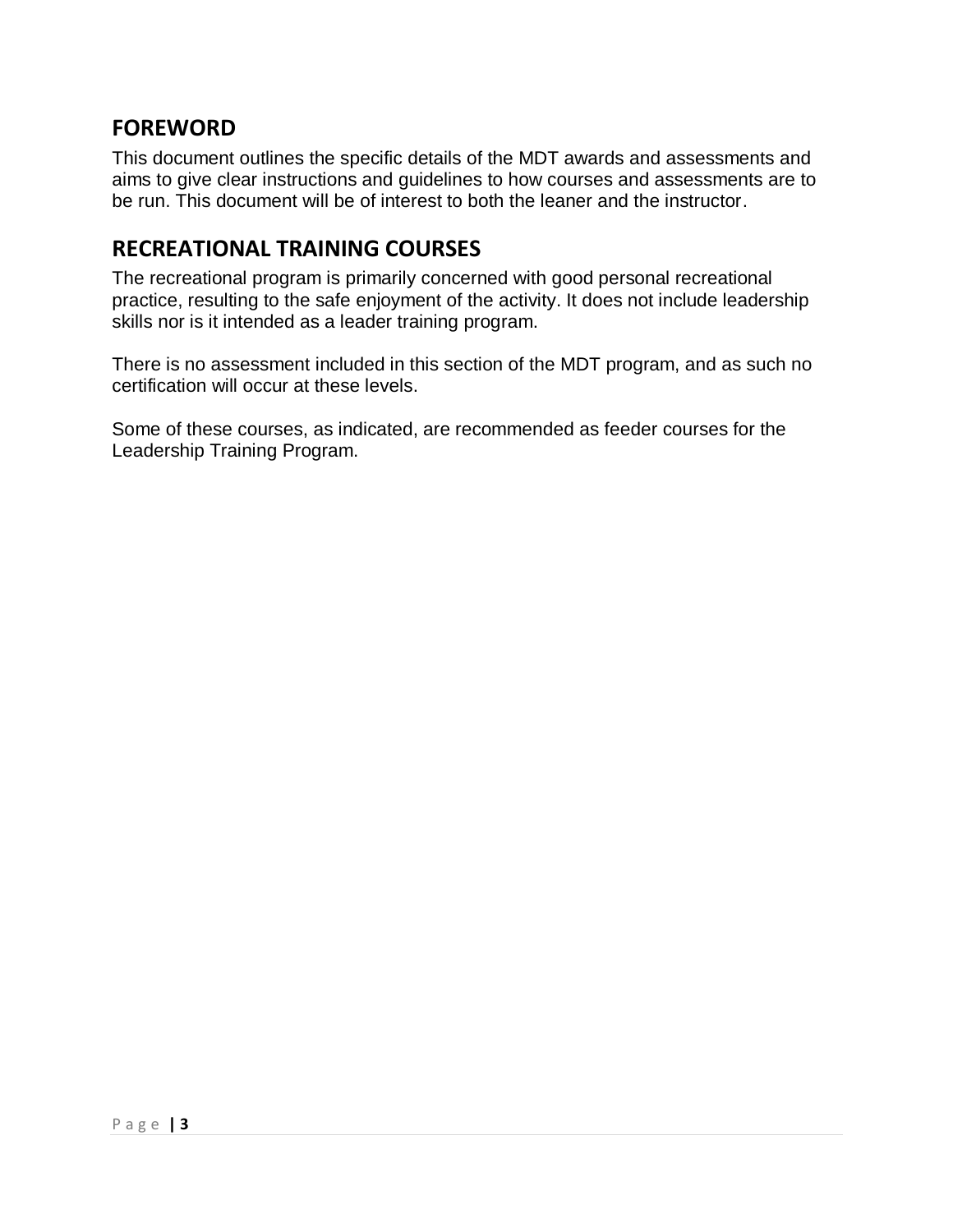## FOREWORD

This document outlines the specific details of the MDT awards and assessments and aims to give clear instructions and guidelines to how courses and assessments are to be run. This document will be of interest to both the leaner and the instructor.

## RECREATIONAL TRAINING COURSES

The recreational program is primarily concerned with good personal recreational practice, resulting to the safe enjoyment of the activity. It does not include leadership skills nor is it intended as a leader training program.

There is no assessment included in this section of the MDT program, and as such no certification will occur at these levels.

Some of these courses, as indicated, are recommended as feeder courses for the Leadership Training Program.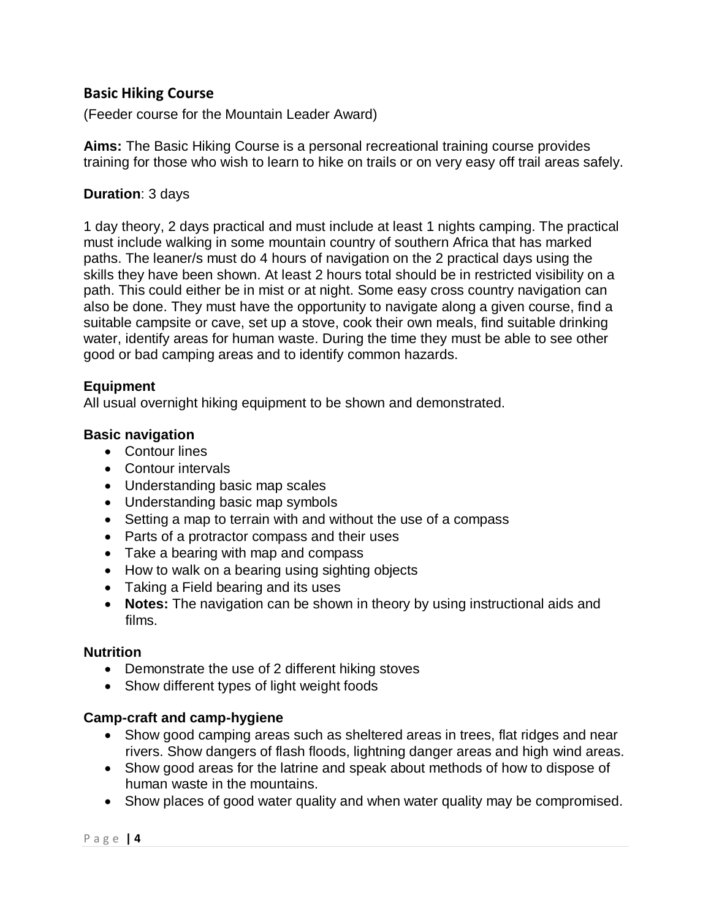## Basic Hiking Course

(Feeder course for the Mountain Leader Award)

**Aims:** The Basic Hiking Course is a personal recreational training course provides training for those who wish to learn to hike on trails or on very easy off trail areas safely.

**Duration**: 3 days

1 day theory, 2 days practical and must include at least 1 nights camping. The practical must include walking in some mountain country of southern Africa that has marked paths. The leaner/s must do 4 hours of navigation on the 2 practical days using the skills they have been shown. At least 2 hours total should be in restricted visibility on a path. This could either be in mist or at night. Some easy cross country navigation can also be done. They must have the opportunity to navigate along a given course, find a suitable campsite or cave, set up a stove, cook their own meals, find suitable drinking water, identify areas for human waste. During the time they must be able to see other good or bad camping areas and to identify common hazards.

**Equipment**

All usual overnight hiking equipment to be shown and demonstrated.

**Basic navigation**

- Contour lines
- Contour intervals
- Understanding basic map scales
- Understanding basic map symbols
- Setting a map to terrain with and without the use of a compass
- Parts of a protractor compass and their uses
- Take a bearing with map and compass
- How to walk on a bearing using sighting objects
- Taking a Field bearing and its uses
- **Notes:** The navigation can be shown in theory by using instructional aids and films.

**Nutrition**

- Demonstrate the use of 2 different hiking stoves
- Show different types of light weight foods

**Camp-craft and camp-hygiene**

- Show good camping areas such as sheltered areas in trees, flat ridges and near rivers. Show dangers of flash floods, lightning danger areas and high wind areas.
- Show good areas for the latrine and speak about methods of how to dispose of human waste in the mountains.
- Show places of good water quality and when water quality may be compromised.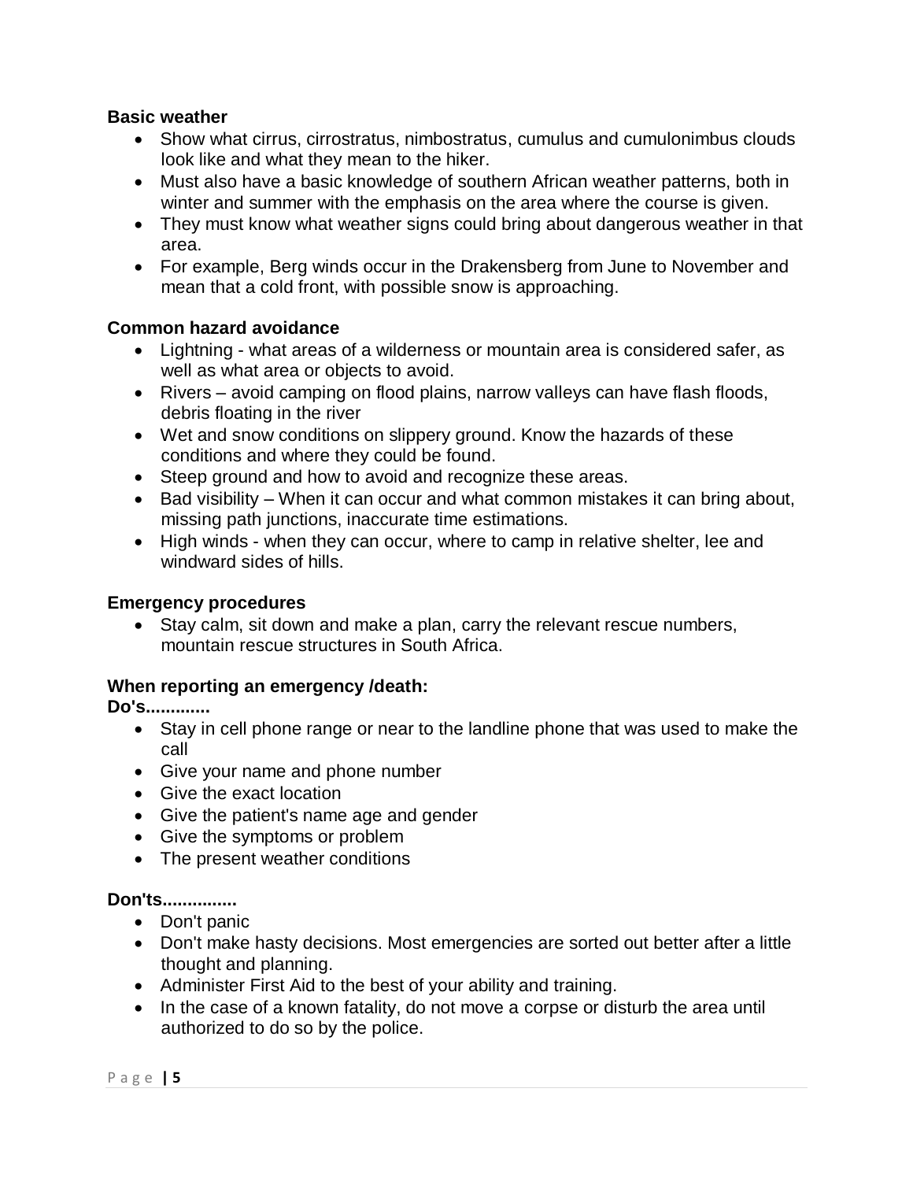**Basic weather**

- Show what cirrus, cirrostratus, nimbostratus, cumulus and cumulonimbus clouds look like and what they mean to the hiker.
- Must also have a basic knowledge of southern African weather patterns, both in winter and summer with the emphasis on the area where the course is given.
- They must know what weather signs could bring about dangerous weather in that area.
- For example, Berg winds occur in the Drakensberg from June to November and mean that a cold front, with possible snow is approaching.

**Common hazard avoidance**

- Lightning - what areas of a wilderness or mountain area is considered safer, as well as what area or objects to avoid.
- Rivers – avoid camping on flood plains, narrow valleys can have flash floods, debris floating in the river
- Wet and snow conditions on slippery ground. Know the hazards of these conditions and where they could be found.
- Steep ground and how to avoid and recognize these areas.
- Bad visibility – When it can occur and what common mistakes it can bring about, missing path junctions, inaccurate time estimations.
- High winds - when they can occur, where to camp in relative shelter, lee and windward sides of hills.

**Emergency procedures**

- Stay calm, sit down and make a plan, carry the relevant rescue numbers, mountain rescue structures in South Africa.

**When reporting an emergency /death:**

**Do's.............**

- Stay in cell phone range or near to the landline phone that was used to make the call
- Give your name and phone number
- Give the exact location
- Give the patient's name age and gender
- Give the symptoms or problem
- The present weather conditions

**Don'ts...............**

- Don't panic
- Don't make hasty decisions. Most emergencies are sorted out better after a little thought and planning.
- Administer First Aid to the best of your ability and training.
- In the case of a known fatality, do not move a corpse or disturb the area until authorized to do so by the police.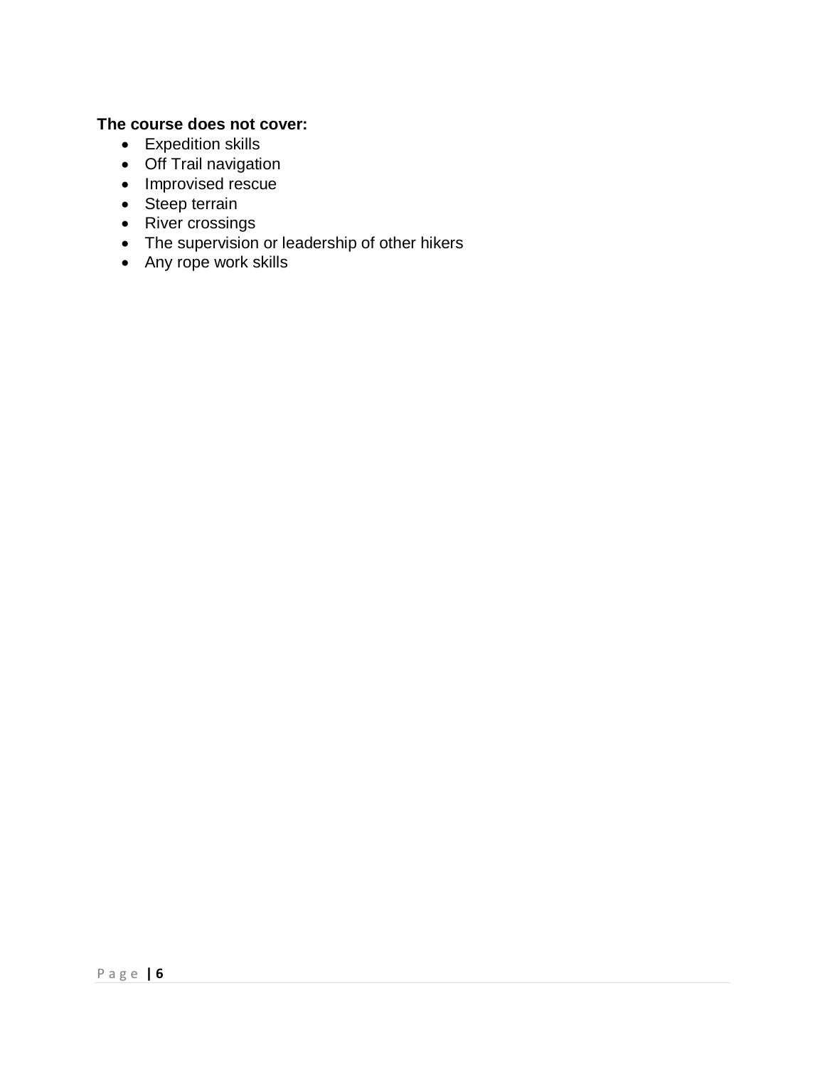**The course does not cover:**

- Expedition skills
- Off Trail navigation
- Improvised rescue
- Steep terrain
- River crossings
- The supervision or leadership of other hikers
- Any rope work skills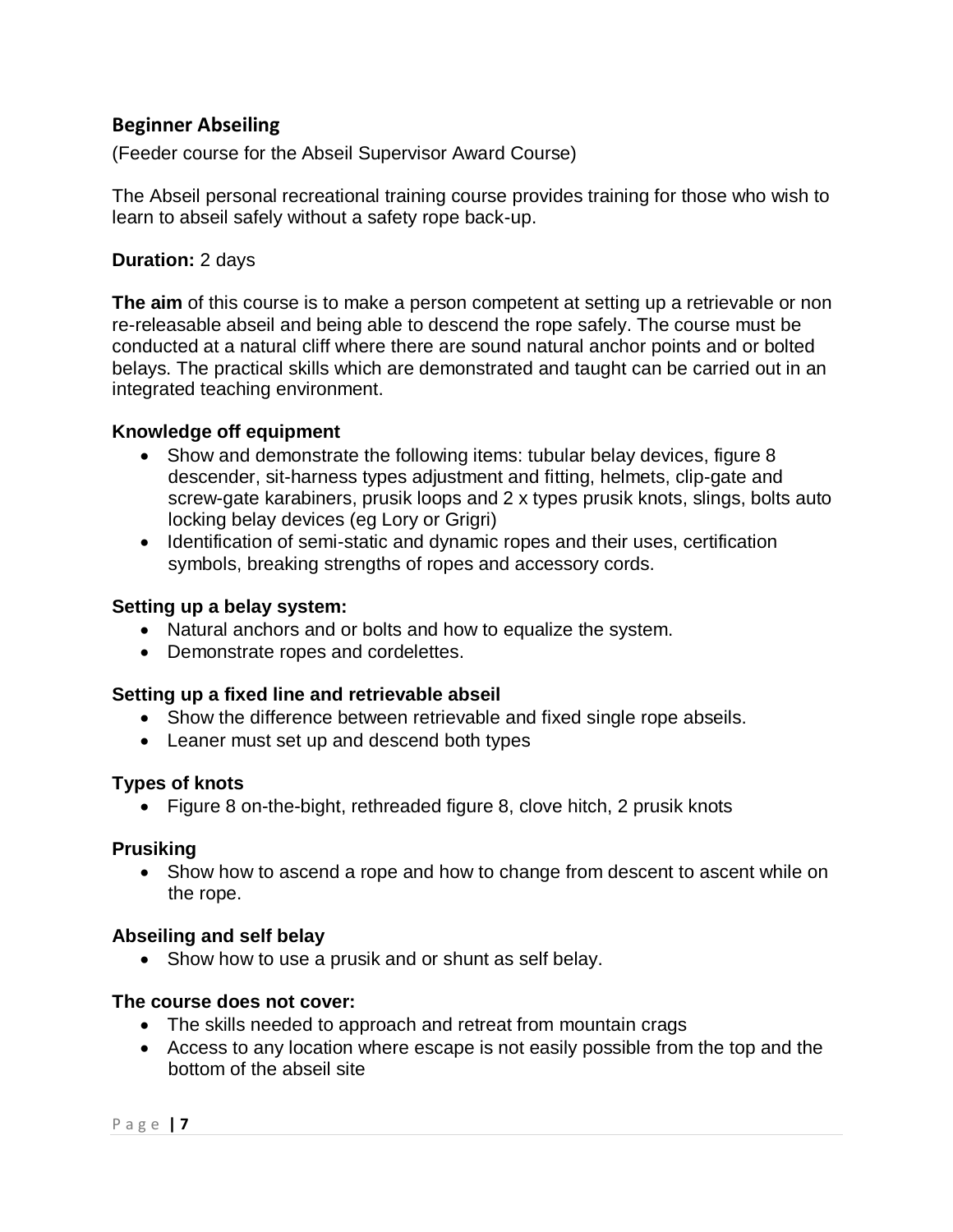## Beginner Abseiling

(Feeder course for the Abseil Supervisor Award Course)

The Abseil personal recreational training course provides training for those who wish to learn to abseil safely without a safety rope back-up.

**Duration:** 2 days

**The aim** of this course is to make a person competent at setting up a retrievable or non re-releasable abseil and being able to descend the rope safely. The course must be conducted at a natural cliff where there are sound natural anchor points and or bolted belays. The practical skills which are demonstrated and taught can be carried out in an integrated teaching environment.

**Knowledge off equipment**

- Show and demonstrate the following items: tubular belay devices, figure 8 descender, sit-harness types adjustment and fitting, helmets, clip-gate and screw-gate karabiners, prusik loops and 2 x types prusik knots, slings, bolts auto locking belay devices (eg Lory or Grigri)
- Identification of semi-static and dynamic ropes and their uses, certification symbols, breaking strengths of ropes and accessory cords.

**Setting up a belay system:**

- Natural anchors and or bolts and how to equalize the system.
- Demonstrate ropes and cordelettes.

**Setting up a fixed line and retrievable abseil**

- Show the difference between retrievable and fixed single rope abseils.
- Leaner must set up and descend both types

**Types of knots**

- Figure 8 on-the-bight, rethreaded figure 8, clove hitch, 2 prusik knots

**Prusiking**

- Show how to ascend a rope and how to change from descent to ascent while on the rope.

**Abseiling and self belay**

- Show how to use a prusik and or shunt as self belay.

**The course does not cover:**

- The skills needed to approach and retreat from mountain crags
- Access to any location where escape is not easily possible from the top and the bottom of the abseil site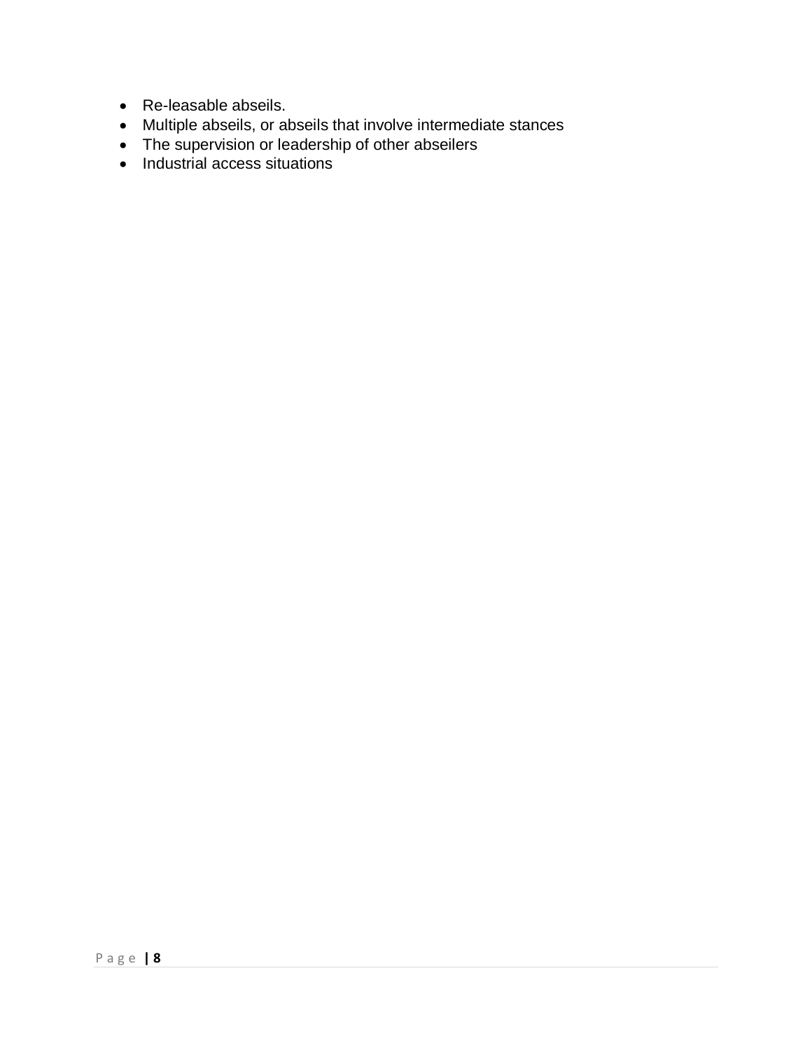- Re-leasable abseils.
- Multiple abseils, or abseils that involve intermediate stances
- The supervision or leadership of other abseilers
- Industrial access situations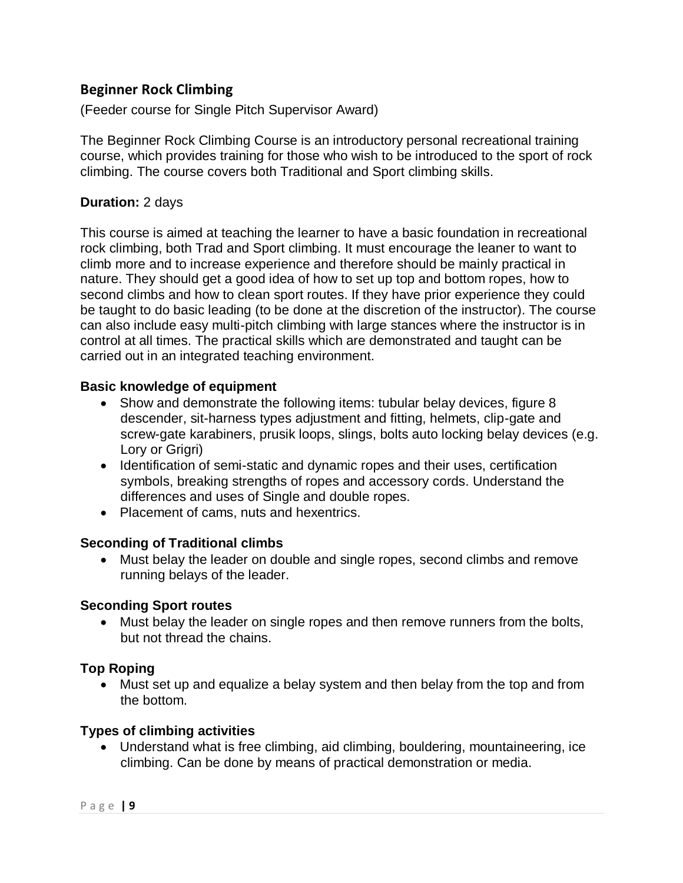## Beginner Rock Climbing

(Feeder course for Single Pitch Supervisor Award)

The Beginner Rock Climbing Course is an introductory personal recreational training course, which provides training for those who wish to be introduced to the sport of rock climbing. The course covers both Traditional and Sport climbing skills.

**Duration:** 2 days

This course is aimed at teaching the learner to have a basic foundation in recreational rock climbing, both Trad and Sport climbing. It must encourage the leaner to want to climb more and to increase experience and therefore should be mainly practical in nature. They should get a good idea of how to set up top and bottom ropes, how to second climbs and how to clean sport routes. If they have prior experience they could be taught to do basic leading (to be done at the discretion of the instructor). The course can also include easy multi-pitch climbing with large stances where the instructor is in control at all times. The practical skills which are demonstrated and taught can be carried out in an integrated teaching environment.

### Basic knowledge of equipment

- Show and demonstrate the following items: tubular belay devices, figure 8 descender, sit-harness types adjustment and fitting, helmets, clip-gate and screw-gate karabiners, prusik loops, slings, bolts auto locking belay devices (e.g. Lory or Grigri)
- Identification of semi-static and dynamic ropes and their uses, certification symbols, breaking strengths of ropes and accessory cords. Understand the differences and uses of Single and double ropes.
- Placement of cams, nuts and hexentrics.

### Seconding of Traditional climbs

- Must belay the leader on double and single ropes, second climbs and remove running belays of the leader.

### Seconding Sport routes

- Must belay the leader on single ropes and then remove runners from the bolts, but not thread the chains.

### Top Roping

- Must set up and equalize a belay system and then belay from the top and from the bottom.

### Types of climbing activities

- Understand what is free climbing, aid climbing, bouldering, mountaineering, ice climbing. Can be done by means of practical demonstration or media.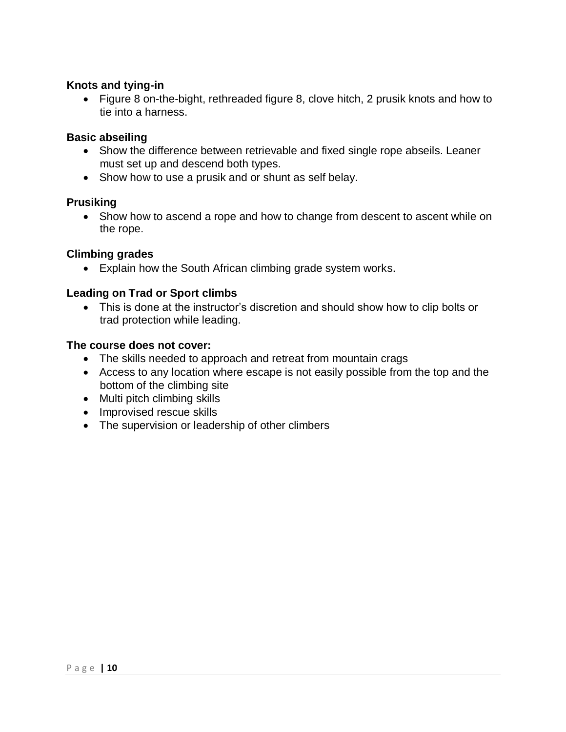**Knots and tying-in**

- Figure 8 on-the-bight, rethreaded figure 8, clove hitch, 2 prusik knots and how to tie into a harness.

**Basic abseiling**

- Show the difference between retrievable and fixed single rope abseils. Leaner must set up and descend both types.
- Show how to use a prusik and or shunt as self belay.

**Prusiking**

- Show how to ascend a rope and how to change from descent to ascent while on the rope.

**Climbing grades**

- Explain how the South African climbing grade system works.

**Leading on Trad or Sport climbs**

- This is done at the instructor's discretion and should show how to clip bolts or trad protection while leading.

**The course does not cover:**

- The skills needed to approach and retreat from mountain crags
- Access to any location where escape is not easily possible from the top and the bottom of the climbing site
- Multi pitch climbing skills
- Improvised rescue skills
- The supervision or leadership of other climbers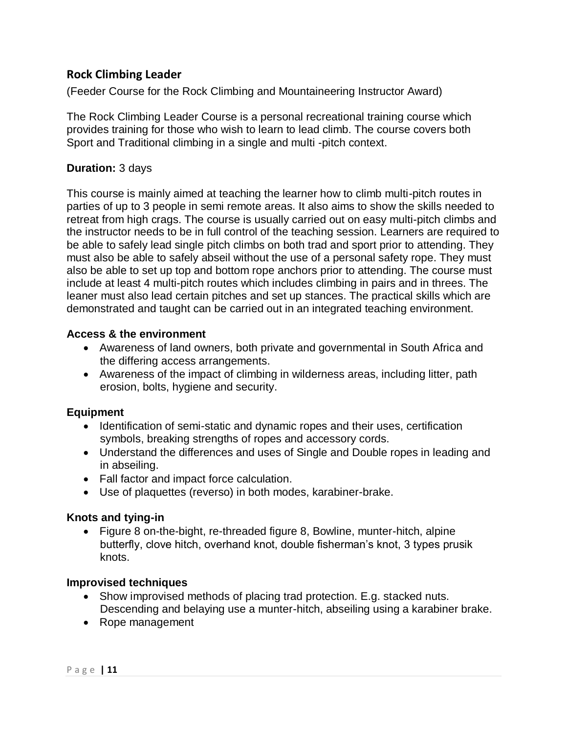## Rock Climbing Leader

(Feeder Course for the Rock Climbing and Mountaineering Instructor Award)

The Rock Climbing Leader Course is a personal recreational training course which provides training for those who wish to learn to lead climb. The course covers both Sport and Traditional climbing in a single and multi -pitch context.

**Duration:** 3 days

This course is mainly aimed at teaching the learner how to climb multi-pitch routes in parties of up to 3 people in semi remote areas. It also aims to show the skills needed to retreat from high crags. The course is usually carried out on easy multi-pitch climbs and the instructor needs to be in full control of the teaching session. Learners are required to be able to safely lead single pitch climbs on both trad and sport prior to attending. They must also be able to safely abseil without the use of a personal safety rope. They must also be able to set up top and bottom rope anchors prior to attending. The course must include at least 4 multi-pitch routes which includes climbing in pairs and in threes. The leaner must also lead certain pitches and set up stances. The practical skills which are demonstrated and taught can be carried out in an integrated teaching environment.

### Access & the environment

- Awareness of land owners, both private and governmental in South Africa and the differing access arrangements.
- Awareness of the impact of climbing in wilderness areas, including litter, path erosion, bolts, hygiene and security.

### Equipment

- Identification of semi-static and dynamic ropes and their uses, certification symbols, breaking strengths of ropes and accessory cords.
- Understand the differences and uses of Single and Double ropes in leading and in abseiling.
- Fall factor and impact force calculation.
- Use of plaquettes (reverso) in both modes, karabiner-brake.

### Knots and tying-in

- Figure 8 on-the-bight, re-threaded figure 8, Bowline, munter-hitch, alpine butterfly, clove hitch, overhand knot, double fisherman's knot, 3 types prusik knots.

### Improvised techniques

- Show improvised methods of placing trad protection. E.g. stacked nuts. Descending and belaying use a munter-hitch, abseiling using a karabiner brake.
- Rope management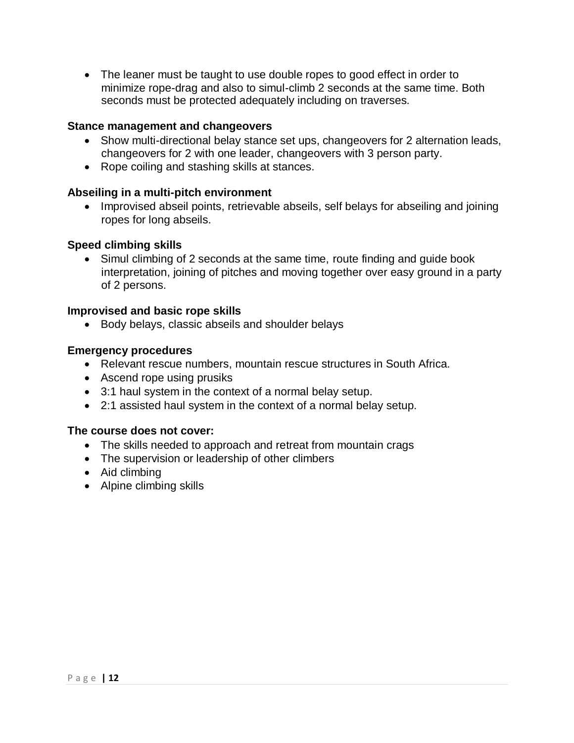- The leaner must be taught to use double ropes to good effect in order to minimize rope-drag and also to simul-climb 2 seconds at the same time. Both seconds must be protected adequately including on traverses.

**Stance management and changeovers**

- Show multi-directional belay stance set ups, changeovers for 2 alternation leads, changeovers for 2 with one leader, changeovers with 3 person party.
- Rope coiling and stashing skills at stances.

**Abseiling in a multi-pitch environment**

- Improvised abseil points, retrievable abseils, self belays for abseiling and joining ropes for long abseils.

**Speed climbing skills**

- Simul climbing of 2 seconds at the same time, route finding and guide book interpretation, joining of pitches and moving together over easy ground in a party of 2 persons.

**Improvised and basic rope skills**

- Body belays, classic abseils and shoulder belays

**Emergency procedures**

- Relevant rescue numbers, mountain rescue structures in South Africa.
- Ascend rope using prusiks
- 3:1 haul system in the context of a normal belay setup.
- 2:1 assisted haul system in the context of a normal belay setup.

**The course does not cover:**

- The skills needed to approach and retreat from mountain crags
- The supervision or leadership of other climbers
- Aid climbing
- Alpine climbing skills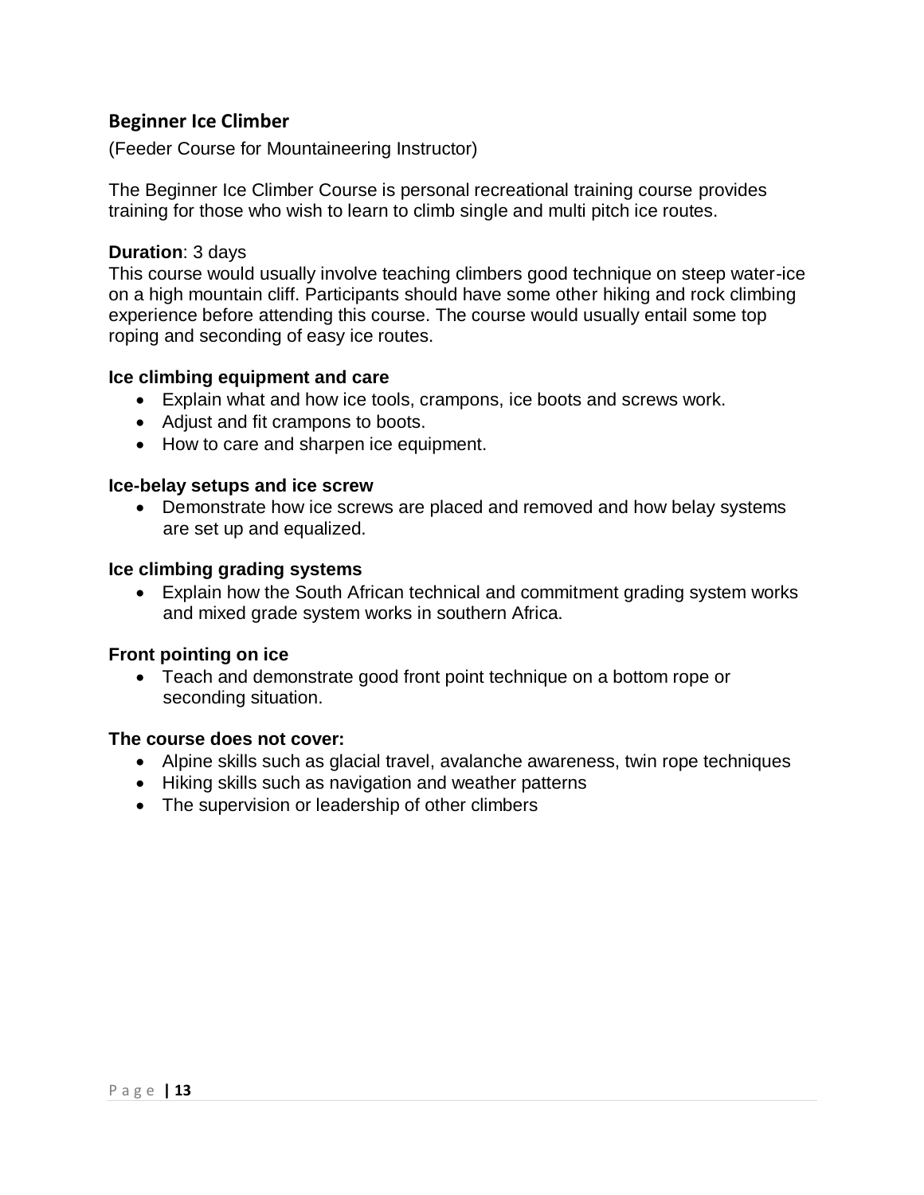## Beginner Ice Climber

(Feeder Course for Mountaineering Instructor)

The Beginner Ice Climber Course is personal recreational training course provides training for those who wish to learn to climb single and multi pitch ice routes.

**Duration**: 3 days
This course would usually involve teaching climbers good technique on steep water-ice on a high mountain cliff. Participants should have some other hiking and rock climbing experience before attending this course. The course would usually entail some top roping and seconding of easy ice routes.

**Ice climbing equipment and care**

- Explain what and how ice tools, crampons, ice boots and screws work.
- Adjust and fit crampons to boots.
- How to care and sharpen ice equipment.

**Ice-belay setups and ice screw**

- Demonstrate how ice screws are placed and removed and how belay systems are set up and equalized.

**Ice climbing grading systems**

- Explain how the South African technical and commitment grading system works and mixed grade system works in southern Africa.

**Front pointing on ice**

- Teach and demonstrate good front point technique on a bottom rope or seconding situation.

**The course does not cover:**

- Alpine skills such as glacial travel, avalanche awareness, twin rope techniques
- Hiking skills such as navigation and weather patterns
- The supervision or leadership of other climbers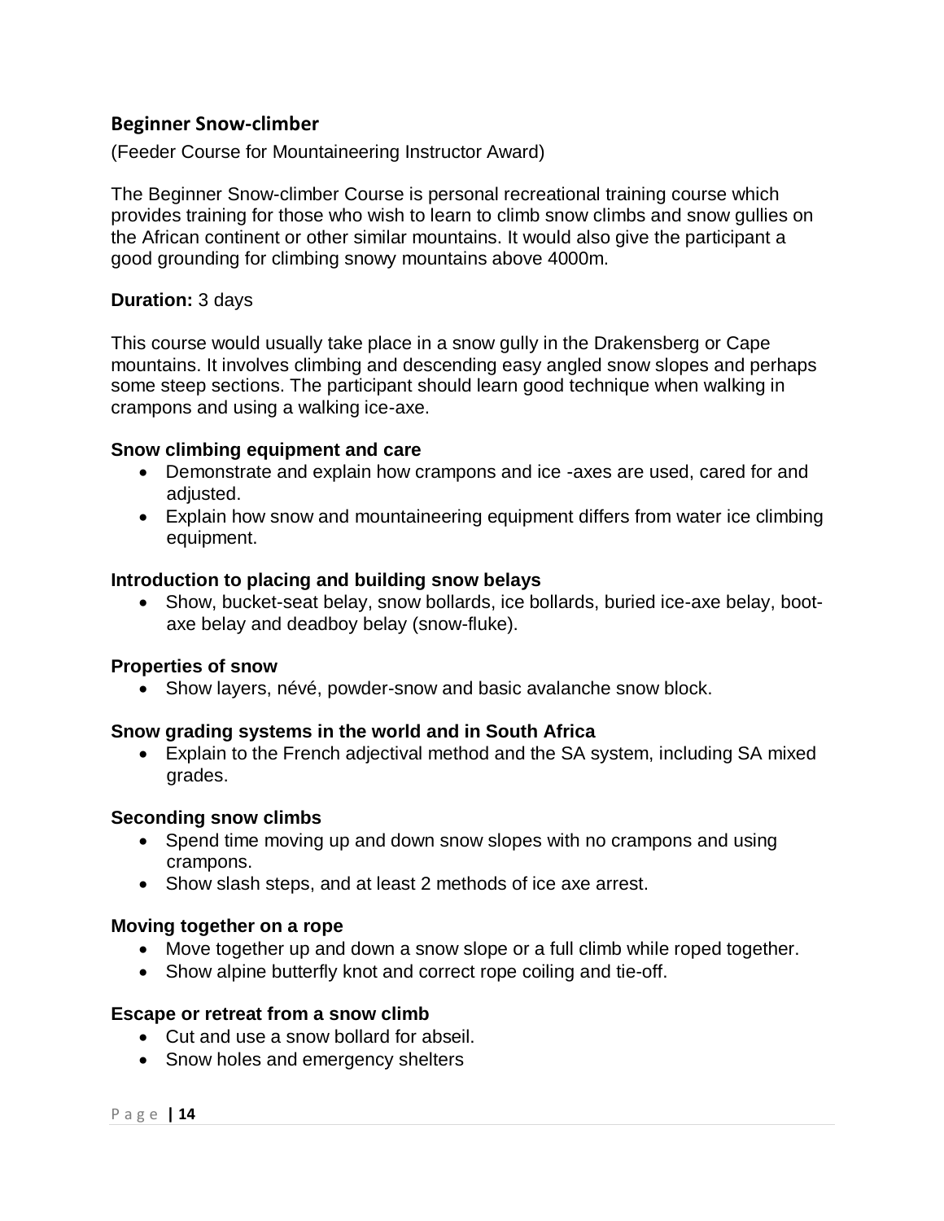## Beginner Snow-climber

(Feeder Course for Mountaineering Instructor Award)

The Beginner Snow-climber Course is personal recreational training course which provides training for those who wish to learn to climb snow climbs and snow gullies on the African continent or other similar mountains. It would also give the participant a good grounding for climbing snowy mountains above 4000m.

**Duration:** 3 days

This course would usually take place in a snow gully in the Drakensberg or Cape mountains. It involves climbing and descending easy angled snow slopes and perhaps some steep sections. The participant should learn good technique when walking in crampons and using a walking ice-axe.

**Snow climbing equipment and care**

- Demonstrate and explain how crampons and ice -axes are used, cared for and adjusted.
- Explain how snow and mountaineering equipment differs from water ice climbing equipment.

**Introduction to placing and building snow belays**

- Show, bucket-seat belay, snow bollards, ice bollards, buried ice-axe belay, boot-axe belay and deadboy belay (snow-fluke).

**Properties of snow**

- Show layers, névé, powder-snow and basic avalanche snow block.

**Snow grading systems in the world and in South Africa**

- Explain to the French adjectival method and the SA system, including SA mixed grades.

**Seconding snow climbs**

- Spend time moving up and down snow slopes with no crampons and using crampons.
- Show slash steps, and at least 2 methods of ice axe arrest.

**Moving together on a rope**

- Move together up and down a snow slope or a full climb while roped together.
- Show alpine butterfly knot and correct rope coiling and tie-off.

**Escape or retreat from a snow climb**

- Cut and use a snow bollard for abseil.
- Snow holes and emergency shelters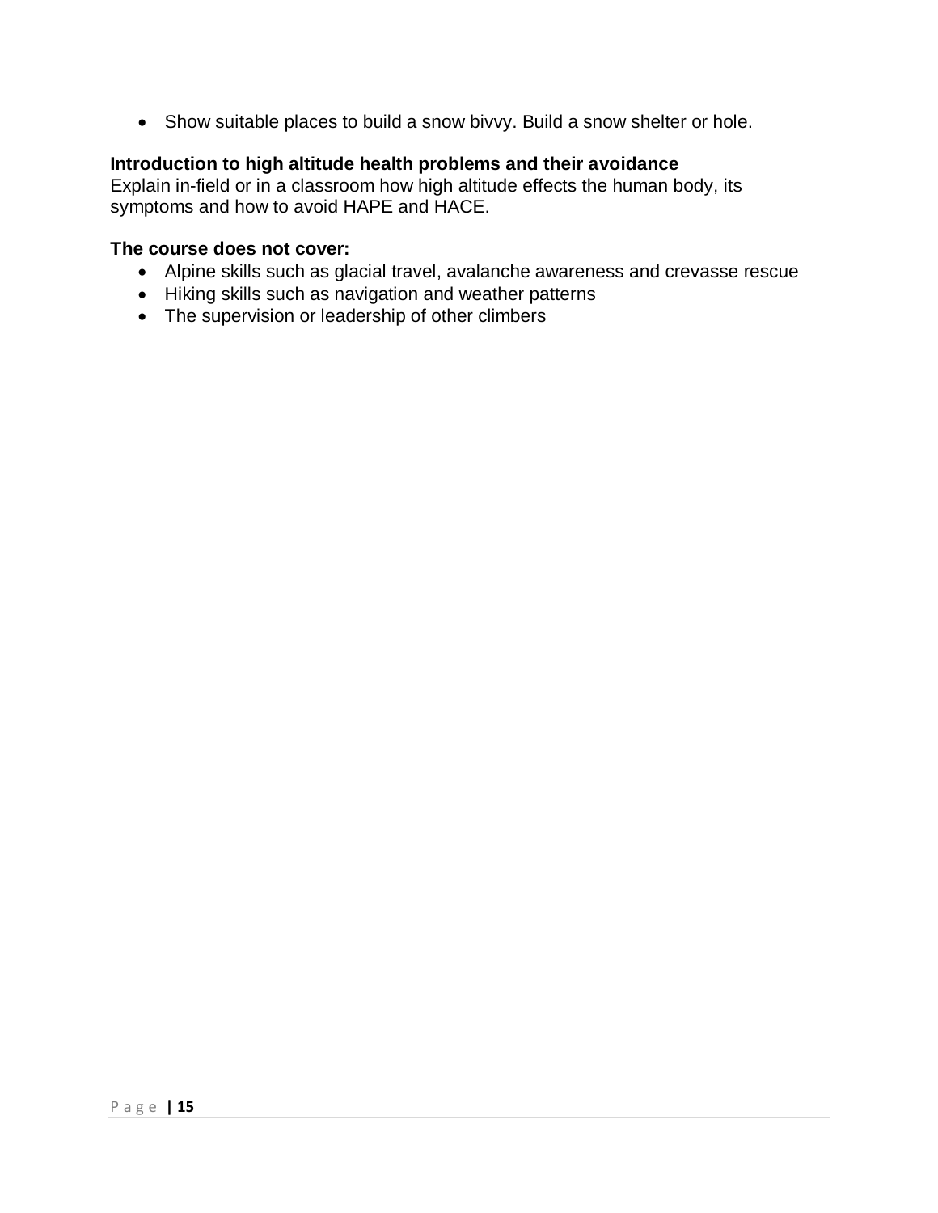- Show suitable places to build a snow bivvy. Build a snow shelter or hole.

**Introduction to high altitude health problems and their avoidance**
Explain in-field or in a classroom how high altitude effects the human body, its symptoms and how to avoid HAPE and HACE.

**The course does not cover:**

- Alpine skills such as glacial travel, avalanche awareness and crevasse rescue
- Hiking skills such as navigation and weather patterns
- The supervision or leadership of other climbers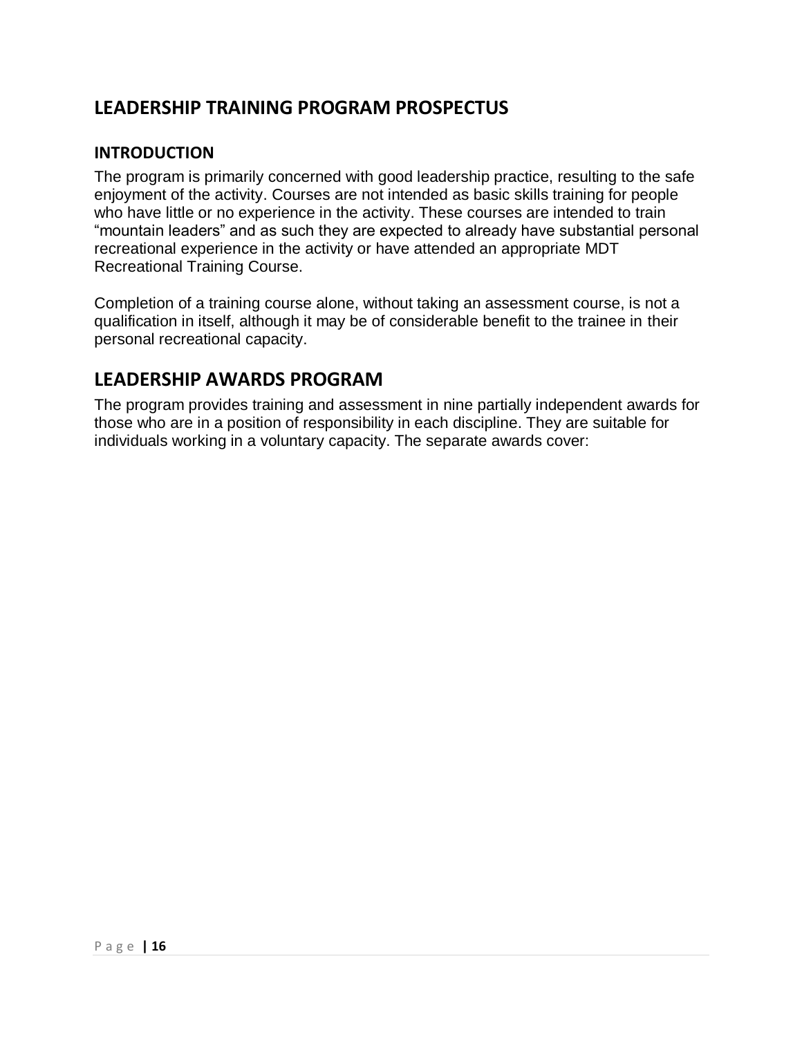## LEADERSHIP TRAINING PROGRAM PROSPECTUS

### INTRODUCTION

The program is primarily concerned with good leadership practice, resulting to the safe enjoyment of the activity. Courses are not intended as basic skills training for people who have little or no experience in the activity. These courses are intended to train “mountain leaders” and as such they are expected to already have substantial personal recreational experience in the activity or have attended an appropriate MDT Recreational Training Course.

Completion of a training course alone, without taking an assessment course, is not a qualification in itself, although it may be of considerable benefit to the trainee in their personal recreational capacity.

## LEADERSHIP AWARDS PROGRAM

The program provides training and assessment in nine partially independent awards for those who are in a position of responsibility in each discipline. They are suitable for individuals working in a voluntary capacity. The separate awards cover: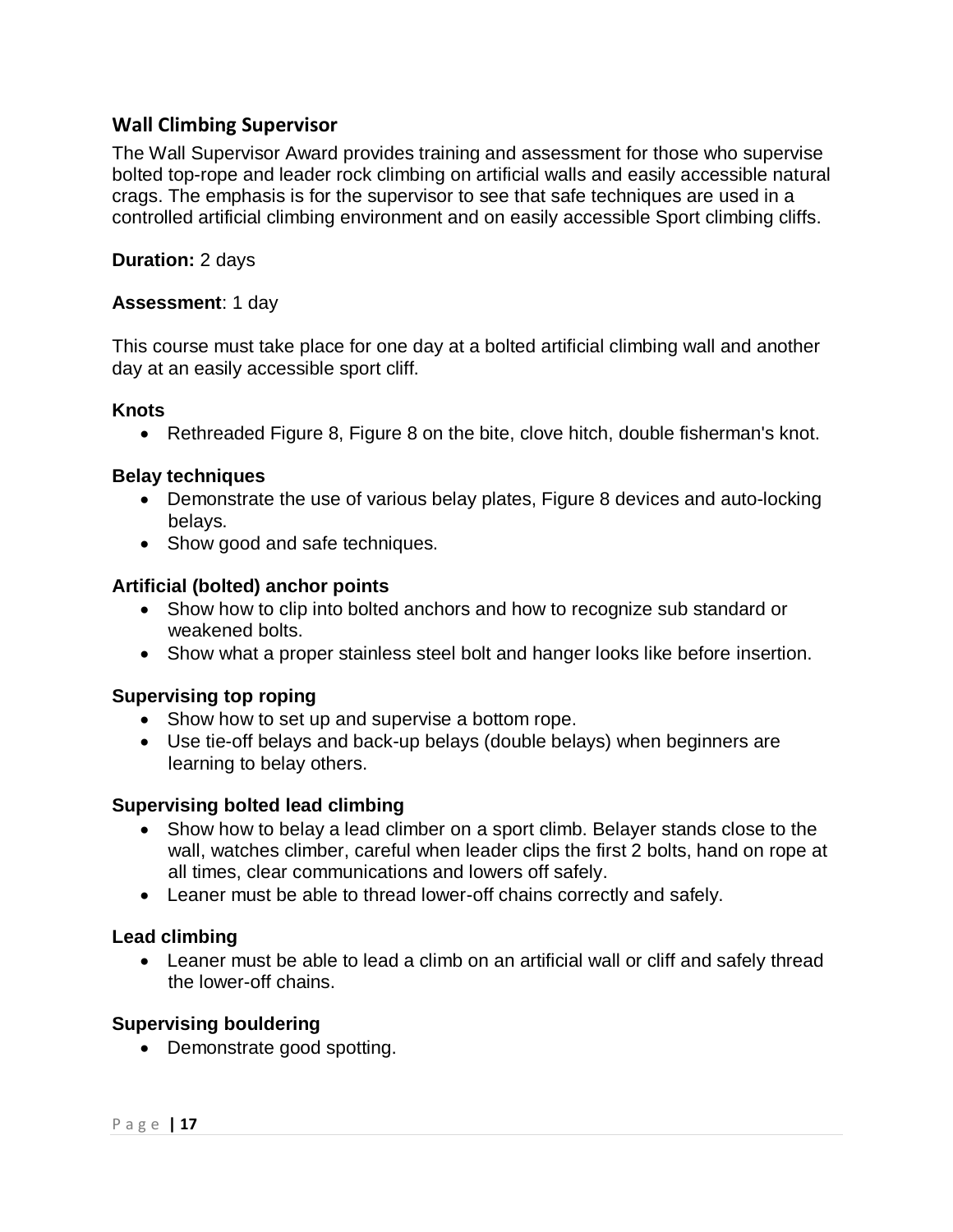## Wall Climbing Supervisor

The Wall Supervisor Award provides training and assessment for those who supervise bolted top-rope and leader rock climbing on artificial walls and easily accessible natural crags. The emphasis is for the supervisor to see that safe techniques are used in a controlled artificial climbing environment and on easily accessible Sport climbing cliffs.

**Duration:** 2 days

**Assessment**: 1 day

This course must take place for one day at a bolted artificial climbing wall and another day at an easily accessible sport cliff.

**Knots**

- Rethreaded Figure 8, Figure 8 on the bite, clove hitch, double fisherman's knot.

**Belay techniques**

- Demonstrate the use of various belay plates, Figure 8 devices and auto-locking belays.
- Show good and safe techniques.

**Artificial (bolted) anchor points**

- Show how to clip into bolted anchors and how to recognize sub standard or weakened bolts.
- Show what a proper stainless steel bolt and hanger looks like before insertion.

**Supervising top roping**

- Show how to set up and supervise a bottom rope.
- Use tie-off belays and back-up belays (double belays) when beginners are learning to belay others.

**Supervising bolted lead climbing**

- Show how to belay a lead climber on a sport climb. Belayer stands close to the wall, watches climber, careful when leader clips the first 2 bolts, hand on rope at all times, clear communications and lowers off safely.
- Leaner must be able to thread lower-off chains correctly and safely.

**Lead climbing**

- Leaner must be able to lead a climb on an artificial wall or cliff and safely thread the lower-off chains.

**Supervising bouldering**

- Demonstrate good spotting.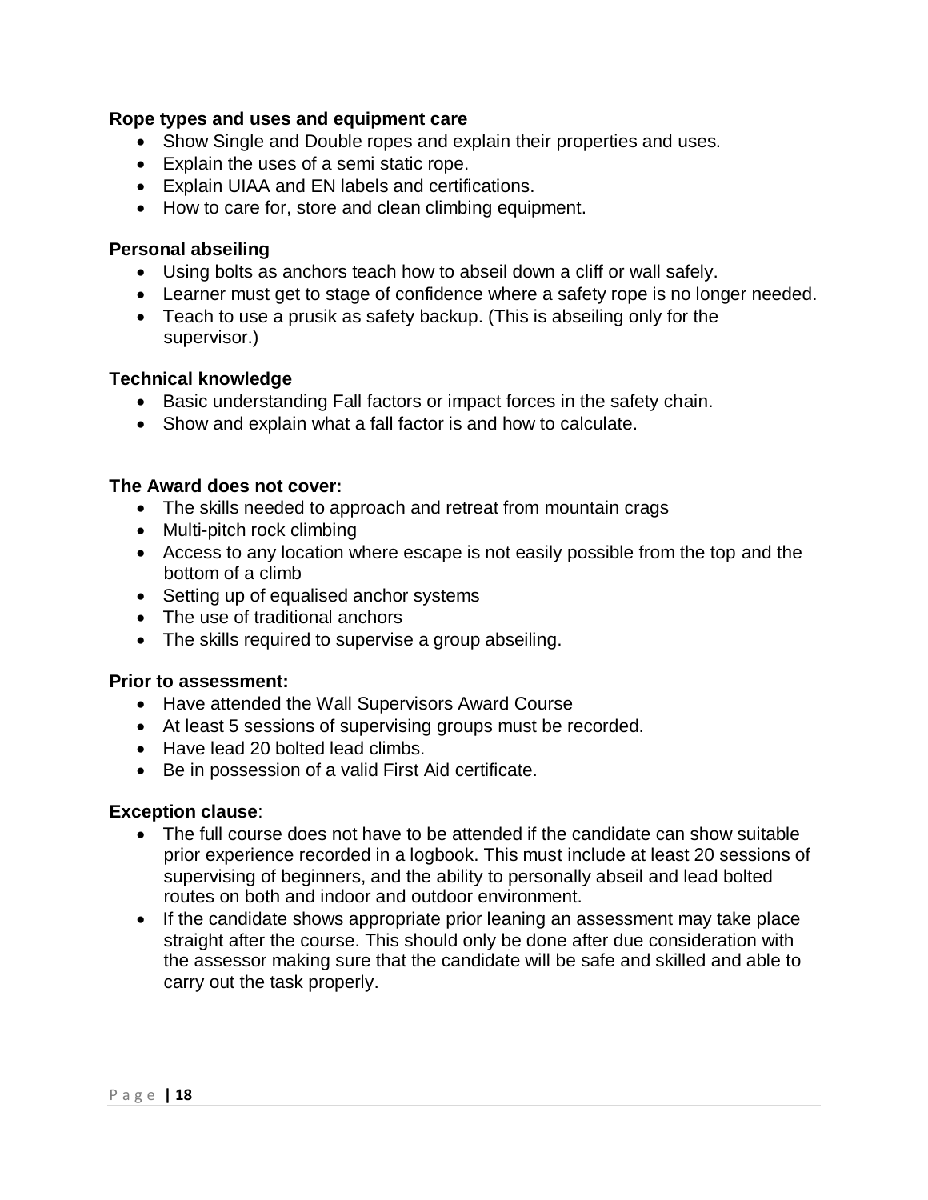**Rope types and uses and equipment care**

- Show Single and Double ropes and explain their properties and uses.
- Explain the uses of a semi static rope.
- Explain UIAA and EN labels and certifications.
- How to care for, store and clean climbing equipment.

**Personal abseiling**

- Using bolts as anchors teach how to abseil down a cliff or wall safely.
- Learner must get to stage of confidence where a safety rope is no longer needed.
- Teach to use a prusik as safety backup. (This is abseiling only for the supervisor.)

**Technical knowledge**

- Basic understanding Fall factors or impact forces in the safety chain.
- Show and explain what a fall factor is and how to calculate.

**The Award does not cover:**

- The skills needed to approach and retreat from mountain crags
- Multi-pitch rock climbing
- Access to any location where escape is not easily possible from the top and the bottom of a climb
- Setting up of equalised anchor systems
- The use of traditional anchors
- The skills required to supervise a group abseiling.

**Prior to assessment:**

- Have attended the Wall Supervisors Award Course
- At least 5 sessions of supervising groups must be recorded.
- Have lead 20 bolted lead climbs.
- Be in possession of a valid First Aid certificate.

**Exception clause**:

- The full course does not have to be attended if the candidate can show suitable prior experience recorded in a logbook. This must include at least 20 sessions of supervising of beginners, and the ability to personally abseil and lead bolted routes on both and indoor and outdoor environment.
- If the candidate shows appropriate prior leaning an assessment may take place straight after the course. This should only be done after due consideration with the assessor making sure that the candidate will be safe and skilled and able to carry out the task properly.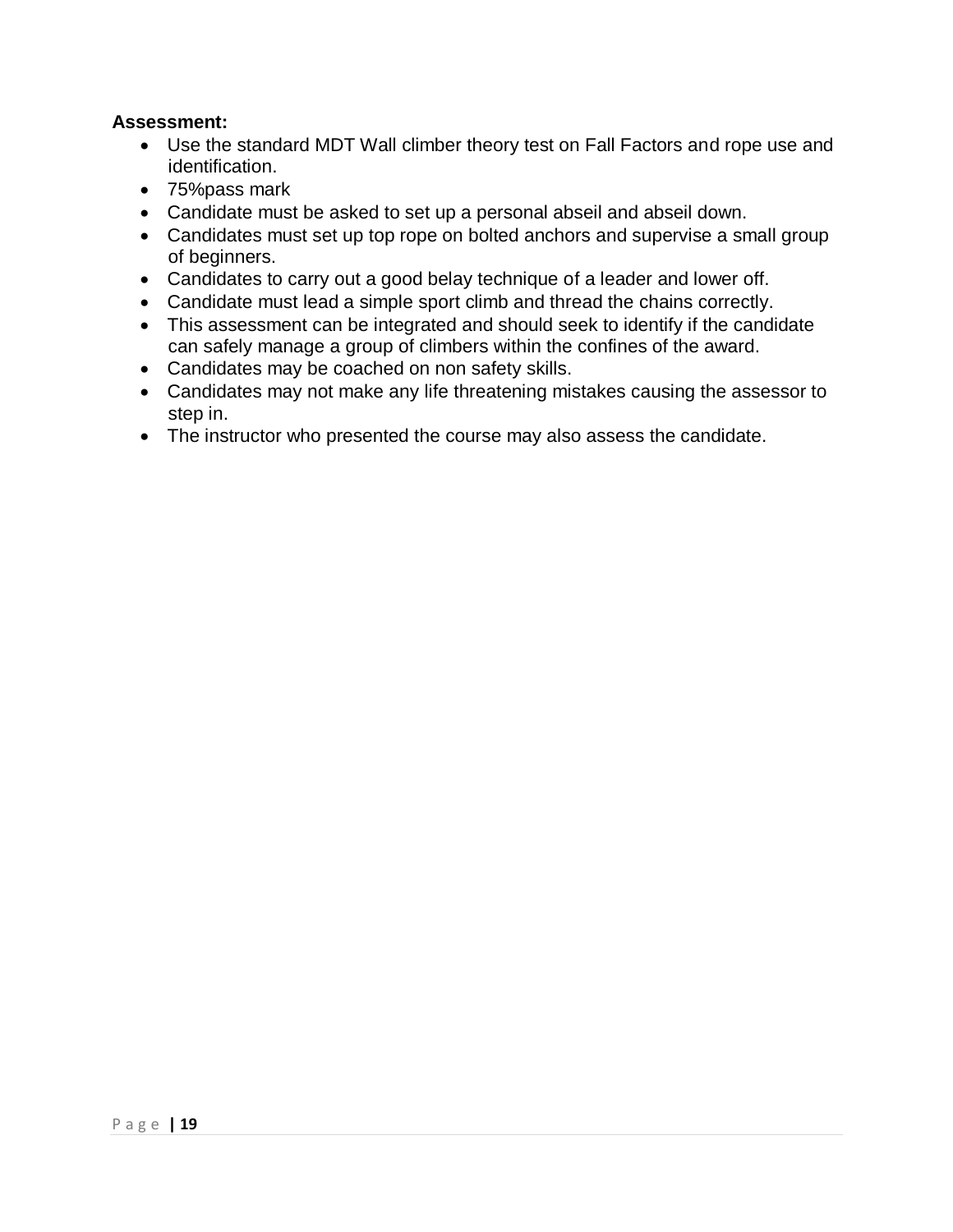**Assessment:**

- Use the standard MDT Wall climber theory test on Fall Factors and rope use and identification.
- 75%pass mark
- Candidate must be asked to set up a personal abseil and abseil down.
- Candidates must set up top rope on bolted anchors and supervise a small group of beginners.
- Candidates to carry out a good belay technique of a leader and lower off.
- Candidate must lead a simple sport climb and thread the chains correctly.
- This assessment can be integrated and should seek to identify if the candidate can safely manage a group of climbers within the confines of the award.
- Candidates may be coached on non safety skills.
- Candidates may not make any life threatening mistakes causing the assessor to step in.
- The instructor who presented the course may also assess the candidate.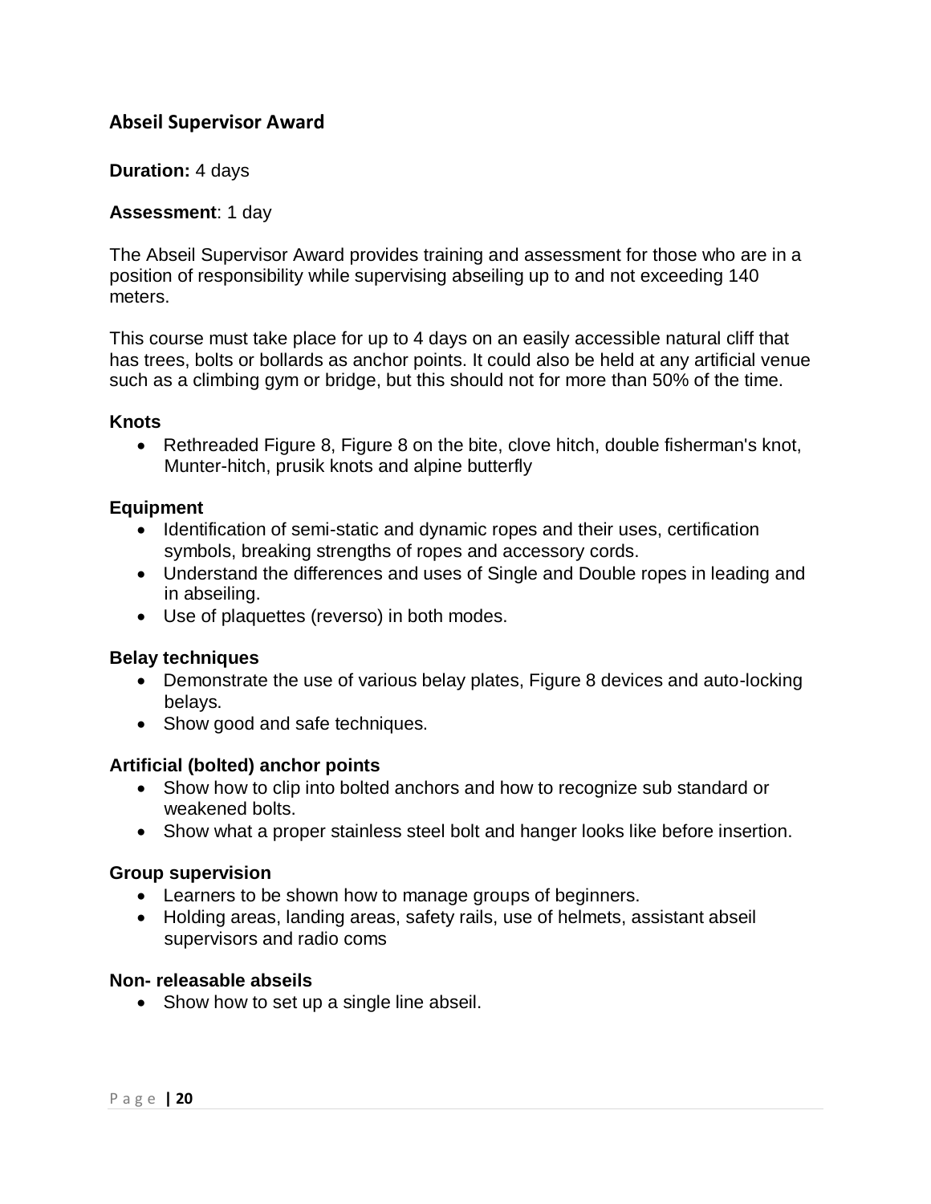## Abseil Supervisor Award

**Duration:** 4 days

**Assessment**: 1 day

The Abseil Supervisor Award provides training and assessment for those who are in a position of responsibility while supervising abseiling up to and not exceeding 140 meters.

This course must take place for up to 4 days on an easily accessible natural cliff that has trees, bolts or bollards as anchor points. It could also be held at any artificial venue such as a climbing gym or bridge, but this should not for more than 50% of the time.

### Knots

- Rethreaded Figure 8, Figure 8 on the bite, clove hitch, double fisherman's knot, Munter-hitch, prusik knots and alpine butterfly

### Equipment

- Identification of semi-static and dynamic ropes and their uses, certification symbols, breaking strengths of ropes and accessory cords.
- Understand the differences and uses of Single and Double ropes in leading and in abseiling.
- Use of plaquettes (reverso) in both modes.

### Belay techniques

- Demonstrate the use of various belay plates, Figure 8 devices and auto-locking belays.
- Show good and safe techniques.

### Artificial (bolted) anchor points

- Show how to clip into bolted anchors and how to recognize sub standard or weakened bolts.
- Show what a proper stainless steel bolt and hanger looks like before insertion.

### Group supervision

- Learners to be shown how to manage groups of beginners.
- Holding areas, landing areas, safety rails, use of helmets, assistant abseil supervisors and radio coms

### Non- releasable abseils

- Show how to set up a single line abseil.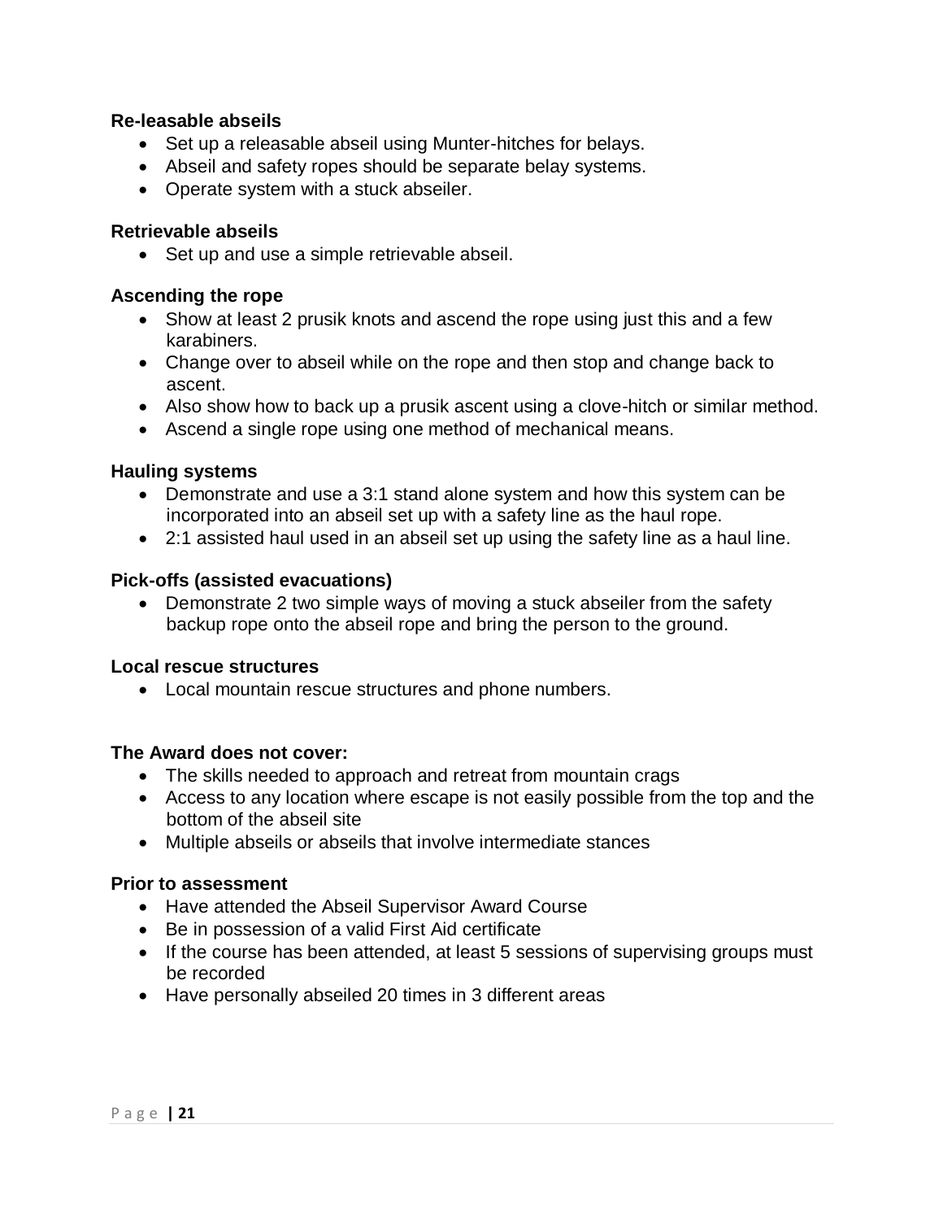**Re-leasable abseils**

- Set up a releasable abseil using Munter-hitches for belays.
- Abseil and safety ropes should be separate belay systems.
- Operate system with a stuck abseiler.

**Retrievable abseils**

- Set up and use a simple retrievable abseil.

**Ascending the rope**

- Show at least 2 prusik knots and ascend the rope using just this and a few karabiners.
- Change over to abseil while on the rope and then stop and change back to ascent.
- Also show how to back up a prusik ascent using a clove-hitch or similar method.
- Ascend a single rope using one method of mechanical means.

**Hauling systems**

- Demonstrate and use a 3:1 stand alone system and how this system can be incorporated into an abseil set up with a safety line as the haul rope.
- 2:1 assisted haul used in an abseil set up using the safety line as a haul line.

**Pick-offs (assisted evacuations)**

- Demonstrate 2 two simple ways of moving a stuck abseiler from the safety backup rope onto the abseil rope and bring the person to the ground.

**Local rescue structures**

- Local mountain rescue structures and phone numbers.

**The Award does not cover:**

- The skills needed to approach and retreat from mountain crags
- Access to any location where escape is not easily possible from the top and the bottom of the abseil site
- Multiple abseils or abseils that involve intermediate stances

**Prior to assessment**

- Have attended the Abseil Supervisor Award Course
- Be in possession of a valid First Aid certificate
- If the course has been attended, at least 5 sessions of supervising groups must be recorded
- Have personally abseiled 20 times in 3 different areas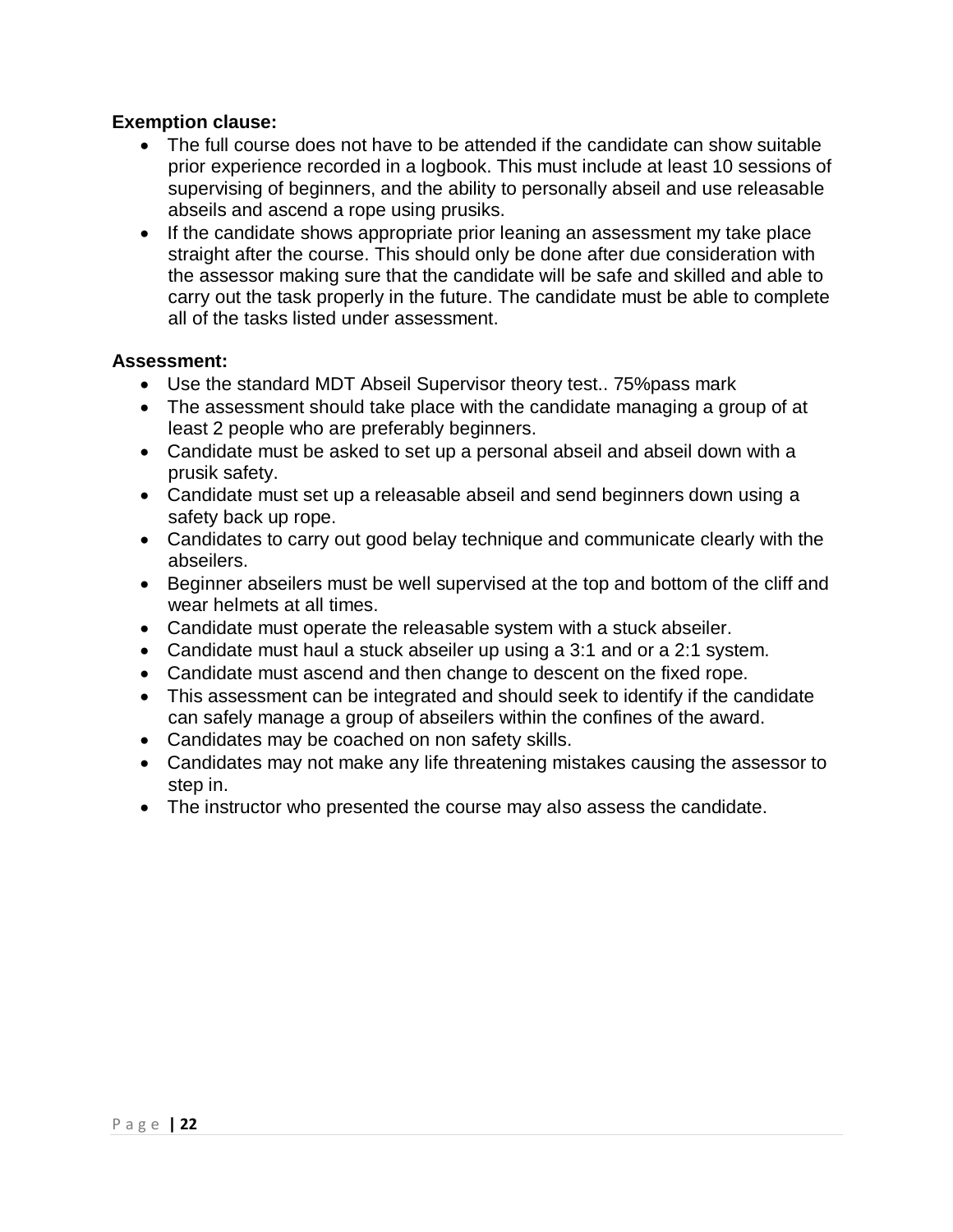**Exemption clause:**

- The full course does not have to be attended if the candidate can show suitable prior experience recorded in a logbook. This must include at least 10 sessions of supervising of beginners, and the ability to personally abseil and use releasable abseils and ascend a rope using prusiks.
- If the candidate shows appropriate prior leaning an assessment my take place straight after the course. This should only be done after due consideration with the assessor making sure that the candidate will be safe and skilled and able to carry out the task properly in the future. The candidate must be able to complete all of the tasks listed under assessment.

**Assessment:**

- Use the standard MDT Abseil Supervisor theory test.. 75%pass mark
- The assessment should take place with the candidate managing a group of at least 2 people who are preferably beginners.
- Candidate must be asked to set up a personal abseil and abseil down with a prusik safety.
- Candidate must set up a releasable abseil and send beginners down using a safety back up rope.
- Candidates to carry out good belay technique and communicate clearly with the abseilers.
- Beginner abseilers must be well supervised at the top and bottom of the cliff and wear helmets at all times.
- Candidate must operate the releasable system with a stuck abseiler.
- Candidate must haul a stuck abseiler up using a 3:1 and or a 2:1 system.
- Candidate must ascend and then change to descent on the fixed rope.
- This assessment can be integrated and should seek to identify if the candidate can safely manage a group of abseilers within the confines of the award.
- Candidates may be coached on non safety skills.
- Candidates may not make any life threatening mistakes causing the assessor to step in.
- The instructor who presented the course may also assess the candidate.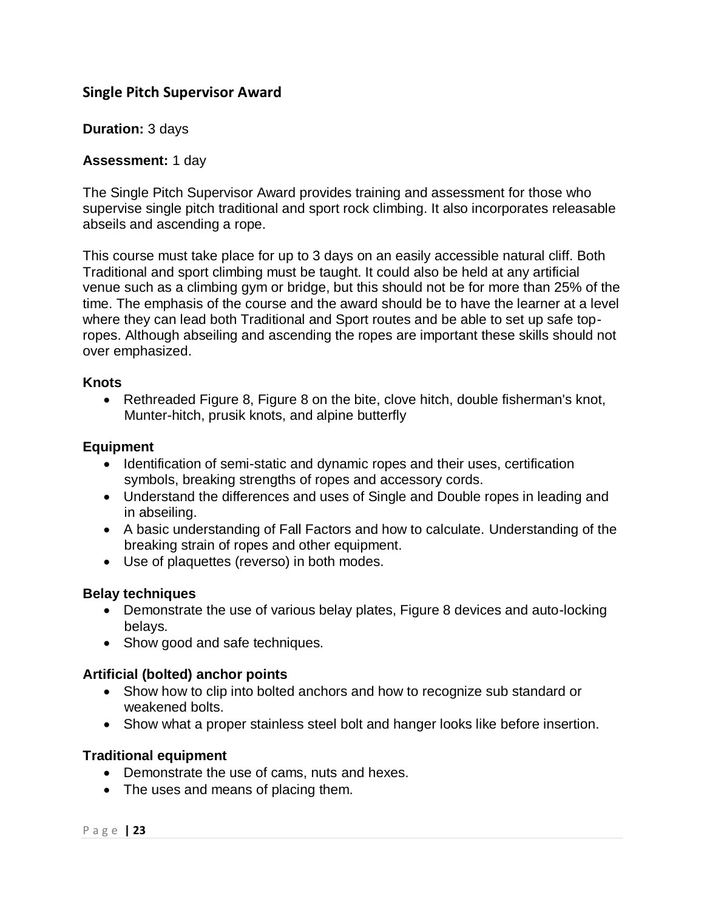## Single Pitch Supervisor Award

**Duration:** 3 days

**Assessment:** 1 day

The Single Pitch Supervisor Award provides training and assessment for those who supervise single pitch traditional and sport rock climbing. It also incorporates releasable abseils and ascending a rope.

This course must take place for up to 3 days on an easily accessible natural cliff. Both Traditional and sport climbing must be taught. It could also be held at any artificial venue such as a climbing gym or bridge, but this should not be for more than 25% of the time. The emphasis of the course and the award should be to have the learner at a level where they can lead both Traditional and Sport routes and be able to set up safe top-ropes. Although abseiling and ascending the ropes are important these skills should not over emphasized.

### Knots

- Rethreaded Figure 8, Figure 8 on the bite, clove hitch, double fisherman's knot, Munter-hitch, prusik knots, and alpine butterfly

### Equipment

- Identification of semi-static and dynamic ropes and their uses, certification symbols, breaking strengths of ropes and accessory cords.
- Understand the differences and uses of Single and Double ropes in leading and in abseiling.
- A basic understanding of Fall Factors and how to calculate. Understanding of the breaking strain of ropes and other equipment.
- Use of plaquettes (reverso) in both modes.

### Belay techniques

- Demonstrate the use of various belay plates, Figure 8 devices and auto-locking belays.
- Show good and safe techniques.

### Artificial (bolted) anchor points

- Show how to clip into bolted anchors and how to recognize sub standard or weakened bolts.
- Show what a proper stainless steel bolt and hanger looks like before insertion.

### Traditional equipment

- Demonstrate the use of cams, nuts and hexes.
- The uses and means of placing them.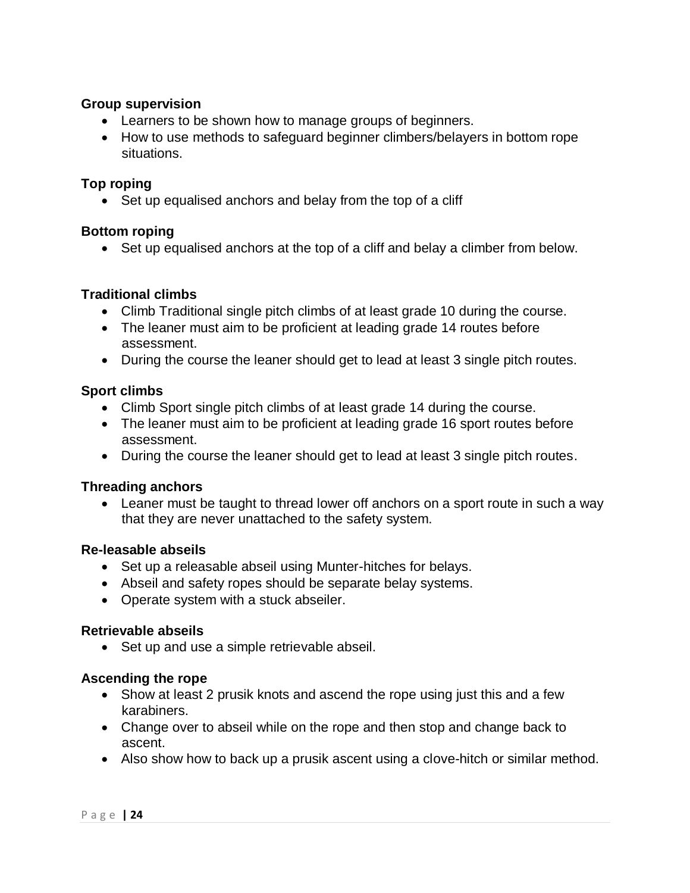**Group supervision**

- Learners to be shown how to manage groups of beginners.
- How to use methods to safeguard beginner climbers/belayers in bottom rope situations.

**Top roping**

- Set up equalised anchors and belay from the top of a cliff

**Bottom roping**

- Set up equalised anchors at the top of a cliff and belay a climber from below.

**Traditional climbs**

- Climb Traditional single pitch climbs of at least grade 10 during the course.
- The leaner must aim to be proficient at leading grade 14 routes before assessment.
- During the course the leaner should get to lead at least 3 single pitch routes.

**Sport climbs**

- Climb Sport single pitch climbs of at least grade 14 during the course.
- The leaner must aim to be proficient at leading grade 16 sport routes before assessment.
- During the course the leaner should get to lead at least 3 single pitch routes.

**Threading anchors**

- Leaner must be taught to thread lower off anchors on a sport route in such a way that they are never unattached to the safety system.

**Re-leasable abseils**

- Set up a releasable abseil using Munter-hitches for belays.
- Abseil and safety ropes should be separate belay systems.
- Operate system with a stuck abseiler.

**Retrievable abseils**

- Set up and use a simple retrievable abseil.

**Ascending the rope**

- Show at least 2 prusik knots and ascend the rope using just this and a few karabiners.
- Change over to abseil while on the rope and then stop and change back to ascent.
- Also show how to back up a prusik ascent using a clove-hitch or similar method.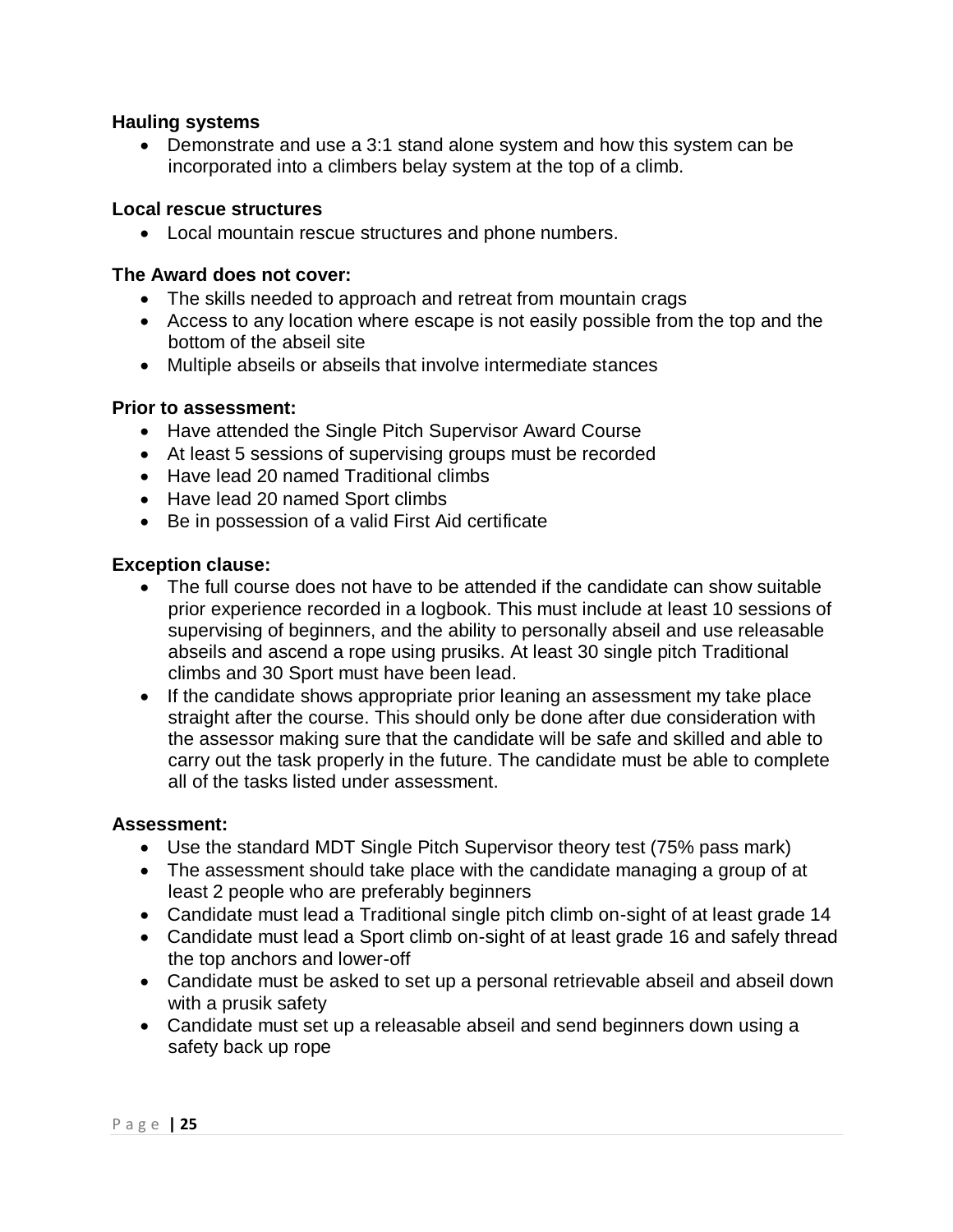**Hauling systems**

- Demonstrate and use a 3:1 stand alone system and how this system can be incorporated into a climbers belay system at the top of a climb.

**Local rescue structures**

- Local mountain rescue structures and phone numbers.

**The Award does not cover:**

- The skills needed to approach and retreat from mountain crags
- Access to any location where escape is not easily possible from the top and the bottom of the abseil site
- Multiple abseils or abseils that involve intermediate stances

**Prior to assessment:**

- Have attended the Single Pitch Supervisor Award Course
- At least 5 sessions of supervising groups must be recorded
- Have lead 20 named Traditional climbs
- Have lead 20 named Sport climbs
- Be in possession of a valid First Aid certificate

**Exception clause:**

- The full course does not have to be attended if the candidate can show suitable prior experience recorded in a logbook. This must include at least 10 sessions of supervising of beginners, and the ability to personally abseil and use releasable abseils and ascend a rope using prusiks. At least 30 single pitch Traditional climbs and 30 Sport must have been lead.
- If the candidate shows appropriate prior leaning an assessment my take place straight after the course. This should only be done after due consideration with the assessor making sure that the candidate will be safe and skilled and able to carry out the task properly in the future. The candidate must be able to complete all of the tasks listed under assessment.

**Assessment:**

- Use the standard MDT Single Pitch Supervisor theory test (75% pass mark)
- The assessment should take place with the candidate managing a group of at least 2 people who are preferably beginners
- Candidate must lead a Traditional single pitch climb on-sight of at least grade 14
- Candidate must lead a Sport climb on-sight of at least grade 16 and safely thread the top anchors and lower-off
- Candidate must be asked to set up a personal retrievable abseil and abseil down with a prusik safety
- Candidate must set up a releasable abseil and send beginners down using a safety back up rope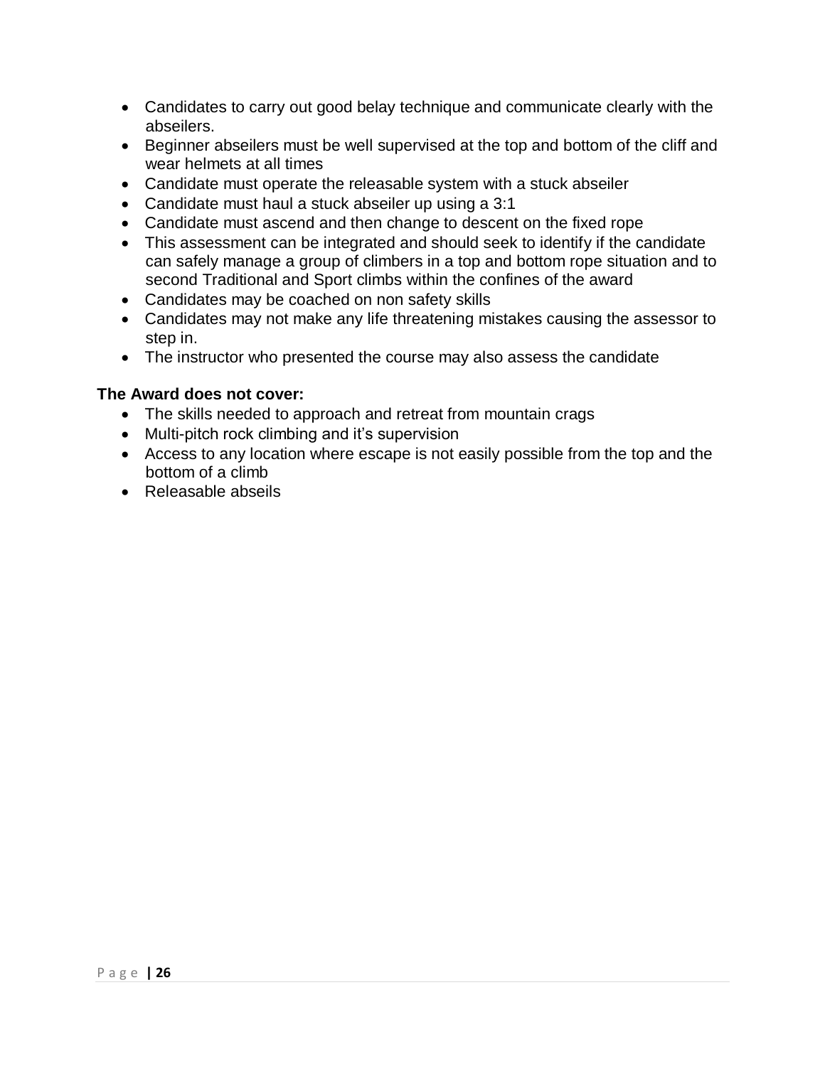- Candidates to carry out good belay technique and communicate clearly with the abseilers.
- Beginner abseilers must be well supervised at the top and bottom of the cliff and wear helmets at all times
- Candidate must operate the releasable system with a stuck abseiler
- Candidate must haul a stuck abseiler up using a 3:1
- Candidate must ascend and then change to descent on the fixed rope
- This assessment can be integrated and should seek to identify if the candidate can safely manage a group of climbers in a top and bottom rope situation and to second Traditional and Sport climbs within the confines of the award
- Candidates may be coached on non safety skills
- Candidates may not make any life threatening mistakes causing the assessor to step in.
- The instructor who presented the course may also assess the candidate

**The Award does not cover:**

- The skills needed to approach and retreat from mountain crags
- Multi-pitch rock climbing and it's supervision
- Access to any location where escape is not easily possible from the top and the bottom of a climb
- Releasable abseils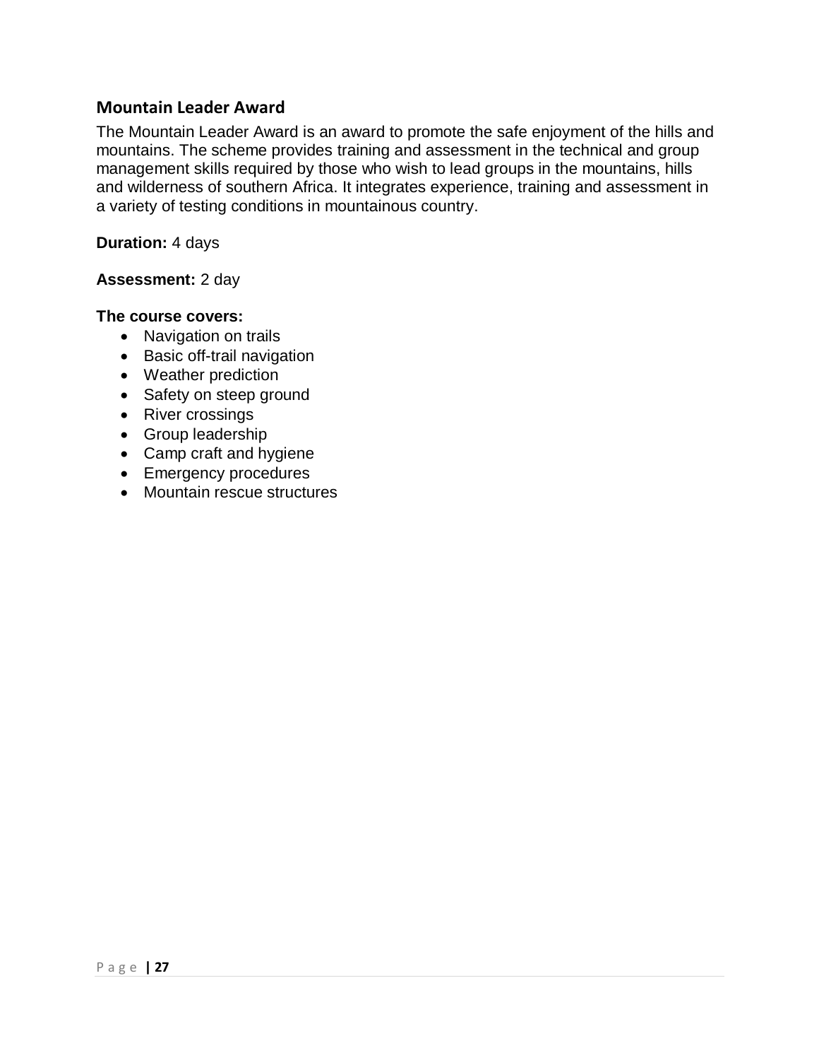## Mountain Leader Award

The Mountain Leader Award is an award to promote the safe enjoyment of the hills and mountains. The scheme provides training and assessment in the technical and group management skills required by those who wish to lead groups in the mountains, hills and wilderness of southern Africa. It integrates experience, training and assessment in a variety of testing conditions in mountainous country.

**Duration:** 4 days

**Assessment:** 2 day

**The course covers:**

- Navigation on trails
- Basic off-trail navigation
- Weather prediction
- Safety on steep ground
- River crossings
- Group leadership
- Camp craft and hygiene
- Emergency procedures
- Mountain rescue structures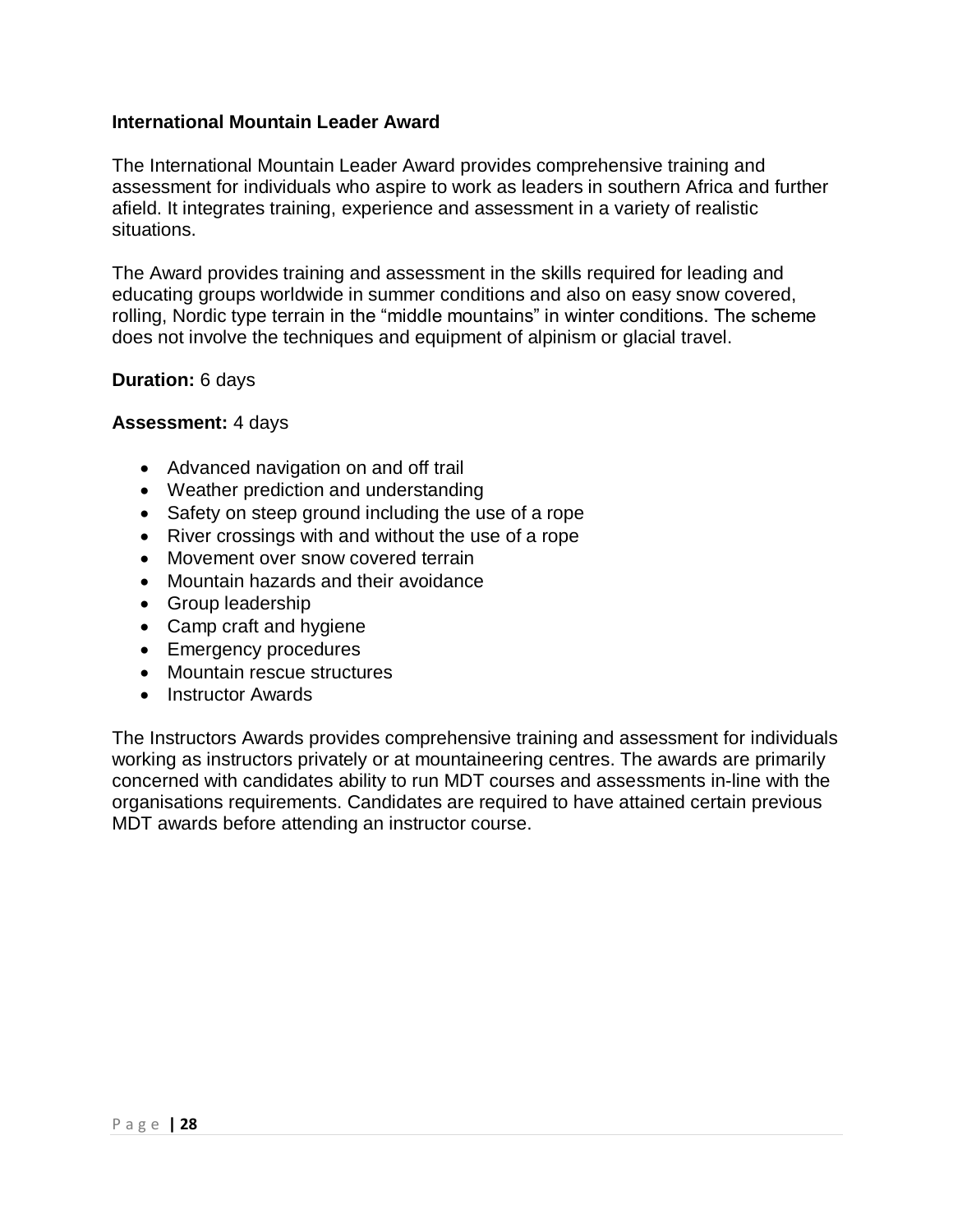**International Mountain Leader Award**

The International Mountain Leader Award provides comprehensive training and assessment for individuals who aspire to work as leaders in southern Africa and further afield. It integrates training, experience and assessment in a variety of realistic situations.

The Award provides training and assessment in the skills required for leading and educating groups worldwide in summer conditions and also on easy snow covered, rolling, Nordic type terrain in the "middle mountains" in winter conditions. The scheme does not involve the techniques and equipment of alpinism or glacial travel.

**Duration:** 6 days

**Assessment:** 4 days

- Advanced navigation on and off trail
- Weather prediction and understanding
- Safety on steep ground including the use of a rope
- River crossings with and without the use of a rope
- Movement over snow covered terrain
- Mountain hazards and their avoidance
- Group leadership
- Camp craft and hygiene
- Emergency procedures
- Mountain rescue structures
- Instructor Awards

The Instructors Awards provides comprehensive training and assessment for individuals working as instructors privately or at mountaineering centres. The awards are primarily concerned with candidates ability to run MDT courses and assessments in-line with the organisations requirements. Candidates are required to have attained certain previous MDT awards before attending an instructor course.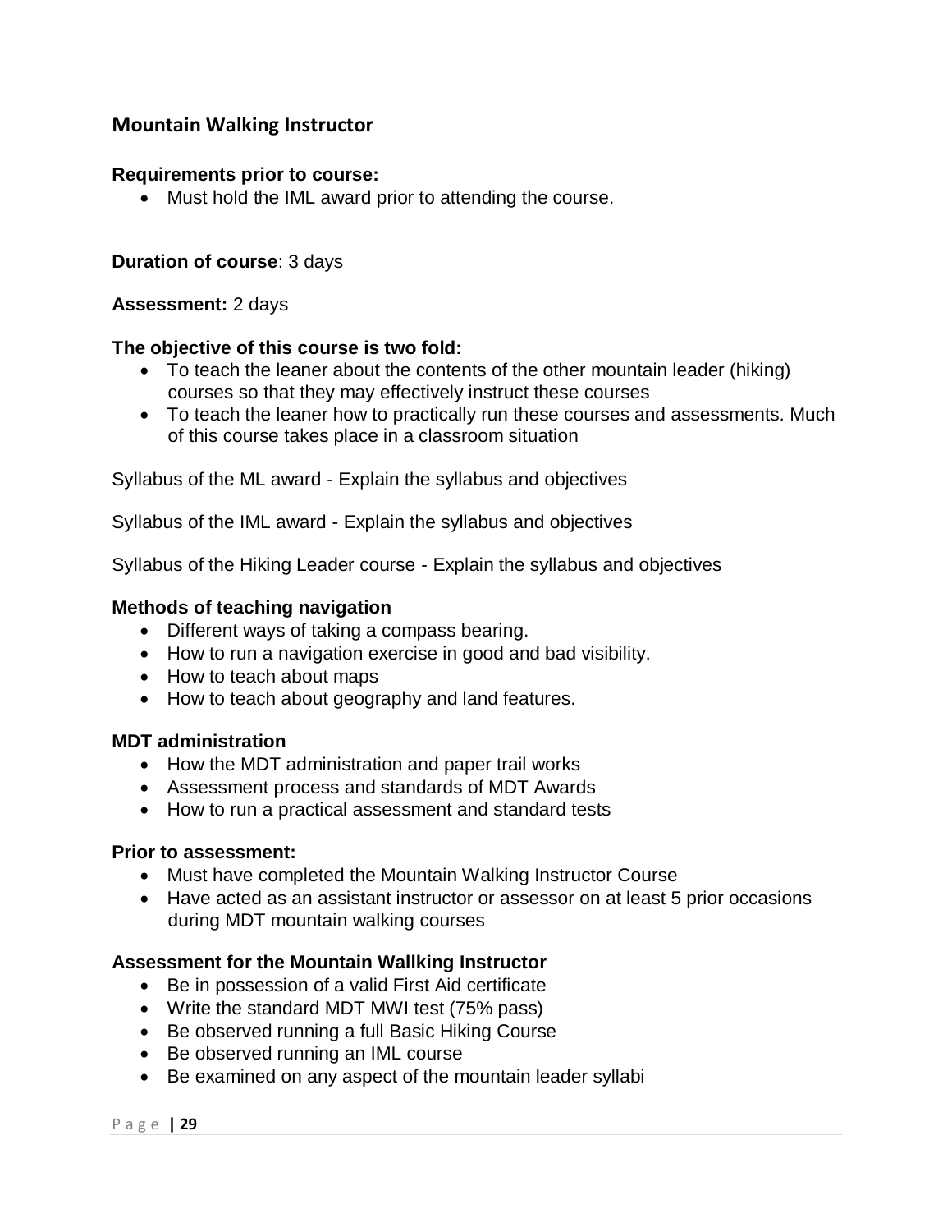## Mountain Walking Instructor

**Requirements prior to course:**

- Must hold the IML award prior to attending the course.

**Duration of course**: 3 days

**Assessment:** 2 days

**The objective of this course is two fold:**

- To teach the leaner about the contents of the other mountain leader (hiking) courses so that they may effectively instruct these courses
- To teach the leaner how to practically run these courses and assessments. Much of this course takes place in a classroom situation

Syllabus of the ML award - Explain the syllabus and objectives

Syllabus of the IML award - Explain the syllabus and objectives

Syllabus of the Hiking Leader course - Explain the syllabus and objectives

**Methods of teaching navigation**

- Different ways of taking a compass bearing.
- How to run a navigation exercise in good and bad visibility.
- How to teach about maps
- How to teach about geography and land features.

**MDT administration**

- How the MDT administration and paper trail works
- Assessment process and standards of MDT Awards
- How to run a practical assessment and standard tests

**Prior to assessment:**

- Must have completed the Mountain Walking Instructor Course
- Have acted as an assistant instructor or assessor on at least 5 prior occasions during MDT mountain walking courses

**Assessment for the Mountain Wallking Instructor**

- Be in possession of a valid First Aid certificate
- Write the standard MDT MWI test (75% pass)
- Be observed running a full Basic Hiking Course
- Be observed running an IML course
- Be examined on any aspect of the mountain leader syllabi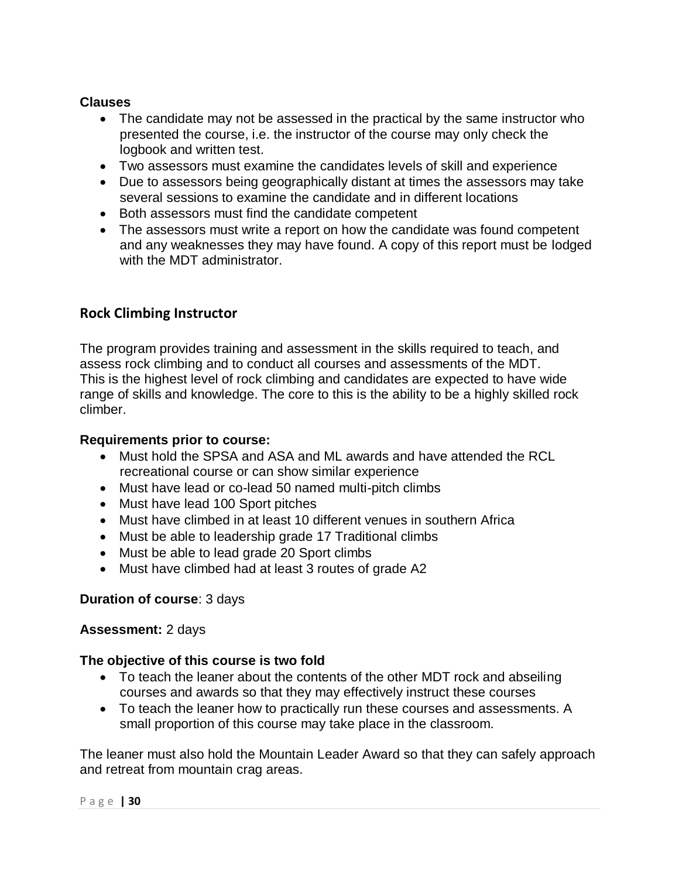**Clauses**

- The candidate may not be assessed in the practical by the same instructor who presented the course, i.e. the instructor of the course may only check the logbook and written test.
- Two assessors must examine the candidates levels of skill and experience
- Due to assessors being geographically distant at times the assessors may take several sessions to examine the candidate and in different locations
- Both assessors must find the candidate competent
- The assessors must write a report on how the candidate was found competent and any weaknesses they may have found. A copy of this report must be lodged with the MDT administrator.

## Rock Climbing Instructor

The program provides training and assessment in the skills required to teach, and assess rock climbing and to conduct all courses and assessments of the MDT. This is the highest level of rock climbing and candidates are expected to have wide range of skills and knowledge. The core to this is the ability to be a highly skilled rock climber.

**Requirements prior to course:**

- Must hold the SPSA and ASA and ML awards and have attended the RCL recreational course or can show similar experience
- Must have lead or co-lead 50 named multi-pitch climbs
- Must have lead 100 Sport pitches
- Must have climbed in at least 10 different venues in southern Africa
- Must be able to leadership grade 17 Traditional climbs
- Must be able to lead grade 20 Sport climbs
- Must have climbed had at least 3 routes of grade A2

**Duration of course**: 3 days

**Assessment:** 2 days

**The objective of this course is two fold**

- To teach the leaner about the contents of the other MDT rock and abseiling courses and awards so that they may effectively instruct these courses
- To teach the leaner how to practically run these courses and assessments. A small proportion of this course may take place in the classroom.

The leaner must also hold the Mountain Leader Award so that they can safely approach and retreat from mountain crag areas.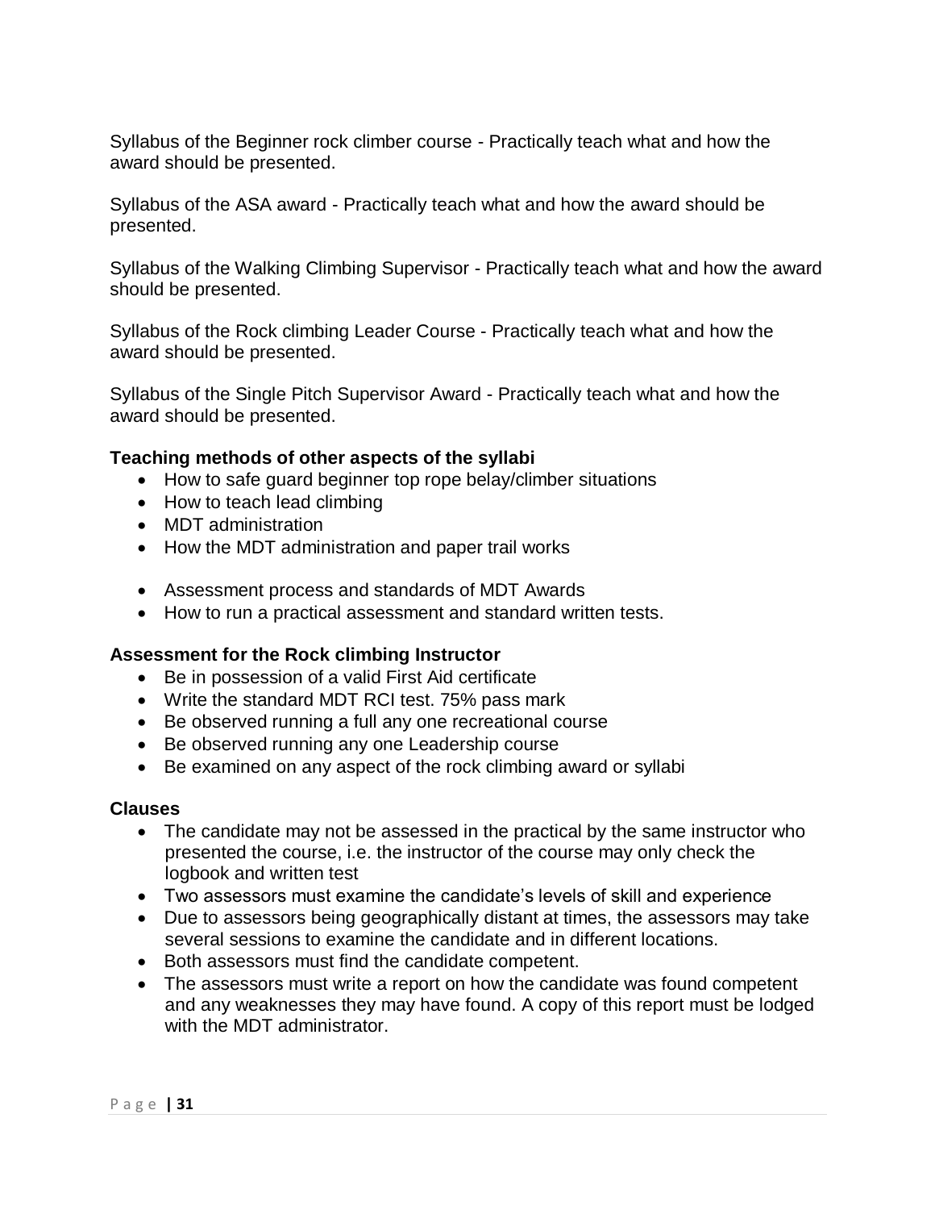Syllabus of the Beginner rock climber course - Practically teach what and how the award should be presented.

Syllabus of the ASA award - Practically teach what and how the award should be presented.

Syllabus of the Walking Climbing Supervisor - Practically teach what and how the award should be presented.

Syllabus of the Rock climbing Leader Course - Practically teach what and how the award should be presented.

Syllabus of the Single Pitch Supervisor Award - Practically teach what and how the award should be presented.

**Teaching methods of other aspects of the syllabi**

- How to safe guard beginner top rope belay/climber situations
- How to teach lead climbing
- MDT administration
- How the MDT administration and paper trail works

- Assessment process and standards of MDT Awards
- How to run a practical assessment and standard written tests.

**Assessment for the Rock climbing Instructor**

- Be in possession of a valid First Aid certificate
- Write the standard MDT RCI test. 75% pass mark
- Be observed running a full any one recreational course
- Be observed running any one Leadership course
- Be examined on any aspect of the rock climbing award or syllabi

**Clauses**

- The candidate may not be assessed in the practical by the same instructor who presented the course, i.e. the instructor of the course may only check the logbook and written test
- Two assessors must examine the candidate's levels of skill and experience
- Due to assessors being geographically distant at times, the assessors may take several sessions to examine the candidate and in different locations.
- Both assessors must find the candidate competent.
- The assessors must write a report on how the candidate was found competent and any weaknesses they may have found. A copy of this report must be lodged with the MDT administrator.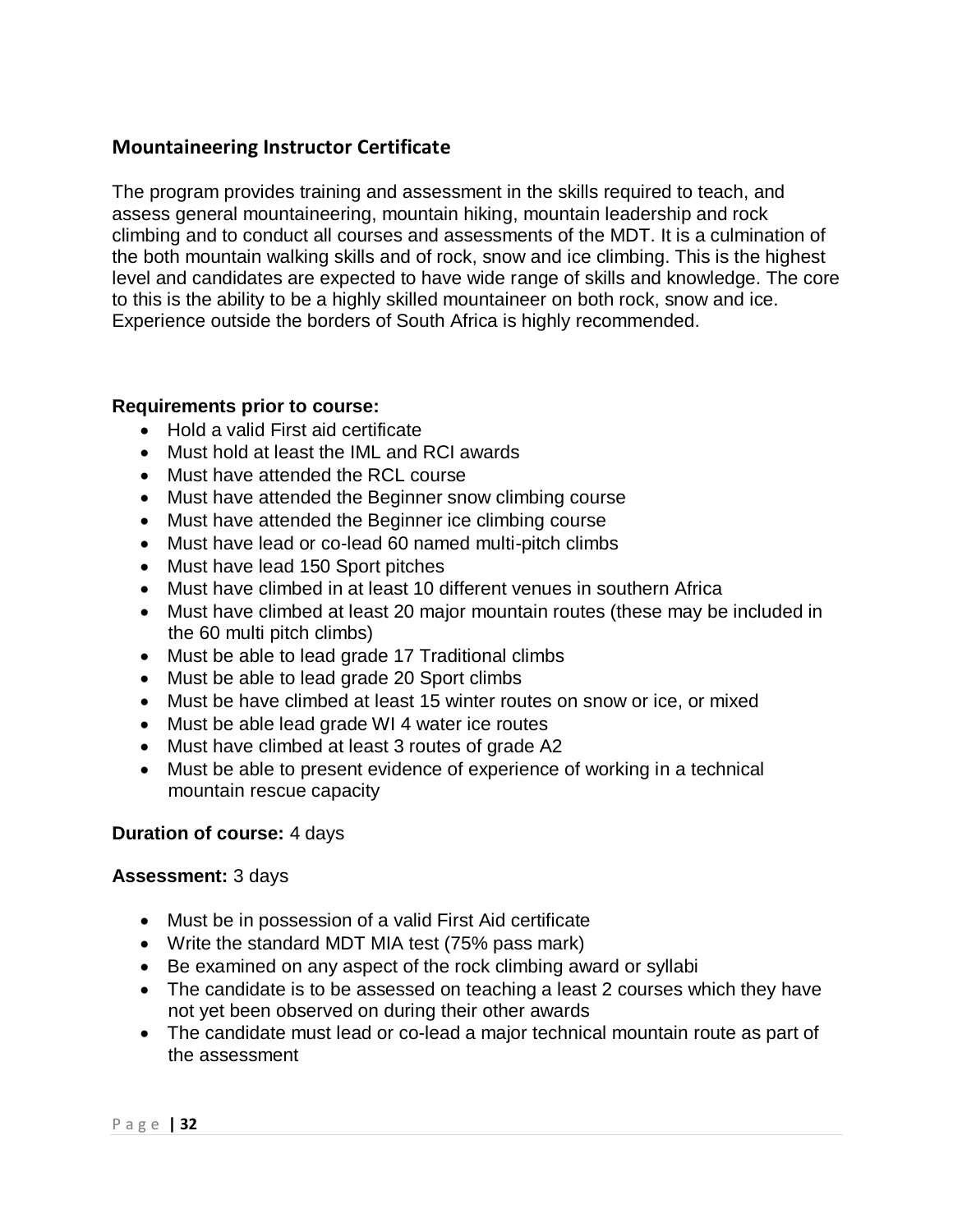## Mountaineering Instructor Certificate

The program provides training and assessment in the skills required to teach, and assess general mountaineering, mountain hiking, mountain leadership and rock climbing and to conduct all courses and assessments of the MDT. It is a culmination of the both mountain walking skills and of rock, snow and ice climbing. This is the highest level and candidates are expected to have wide range of skills and knowledge. The core to this is the ability to be a highly skilled mountaineer on both rock, snow and ice. Experience outside the borders of South Africa is highly recommended.

**Requirements prior to course:**

- Hold a valid First aid certificate
- Must hold at least the IML and RCI awards
- Must have attended the RCL course
- Must have attended the Beginner snow climbing course
- Must have attended the Beginner ice climbing course
- Must have lead or co-lead 60 named multi-pitch climbs
- Must have lead 150 Sport pitches
- Must have climbed in at least 10 different venues in southern Africa
- Must have climbed at least 20 major mountain routes (these may be included in the 60 multi pitch climbs)
- Must be able to lead grade 17 Traditional climbs
- Must be able to lead grade 20 Sport climbs
- Must be have climbed at least 15 winter routes on snow or ice, or mixed
- Must be able lead grade WI 4 water ice routes
- Must have climbed at least 3 routes of grade A2
- Must be able to present evidence of experience of working in a technical mountain rescue capacity

**Duration of course:** 4 days

**Assessment:** 3 days

- Must be in possession of a valid First Aid certificate
- Write the standard MDT MIA test (75% pass mark)
- Be examined on any aspect of the rock climbing award or syllabi
- The candidate is to be assessed on teaching a least 2 courses which they have not yet been observed on during their other awards
- The candidate must lead or co-lead a major technical mountain route as part of the assessment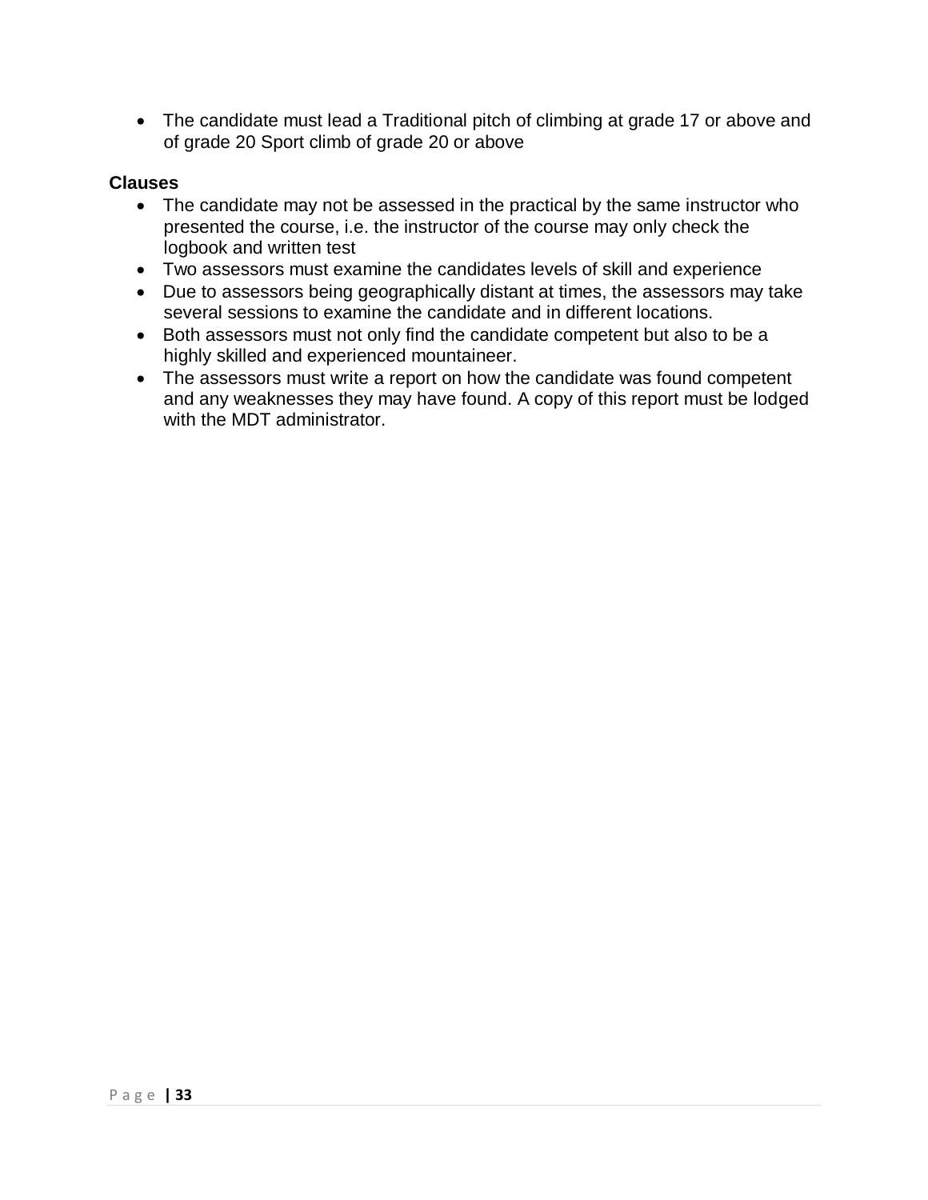- The candidate must lead a Traditional pitch of climbing at grade 17 or above and of grade 20 Sport climb of grade 20 or above

**Clauses**

- The candidate may not be assessed in the practical by the same instructor who presented the course, i.e. the instructor of the course may only check the logbook and written test
- Two assessors must examine the candidates levels of skill and experience
- Due to assessors being geographically distant at times, the assessors may take several sessions to examine the candidate and in different locations.
- Both assessors must not only find the candidate competent but also to be a highly skilled and experienced mountaineer.
- The assessors must write a report on how the candidate was found competent and any weaknesses they may have found. A copy of this report must be lodged with the MDT administrator.